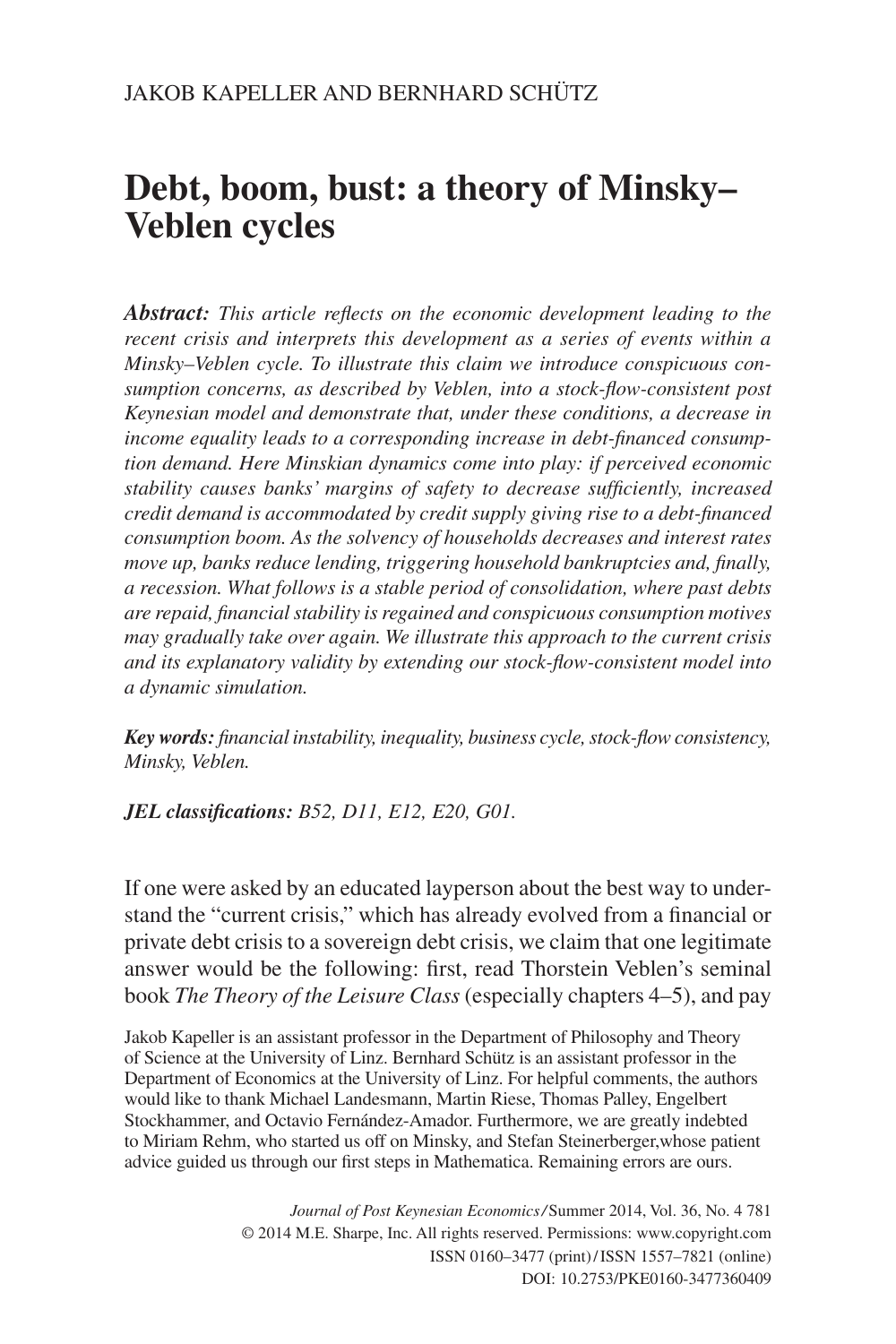JAKOB KAPELLER AND BERNHARD SCHÜTZ

# Debt, boom, bust: a theory of Minsky–Veblen cycles

***Abstract:*** *This article reflects on the economic development leading to the recent crisis and interprets this development as a series of events within a Minsky–Veblen cycle. To illustrate this claim we introduce conspicuous consumption concerns, as described by Veblen, into a stock-flow-consistent post Keynesian model and demonstrate that, under these conditions, a decrease in income equality leads to a corresponding increase in debt-financed consumption demand. Here Minskian dynamics come into play: if perceived economic stability causes banks' margins of safety to decrease sufficiently, increased credit demand is accommodated by credit supply giving rise to a debt-financed consumption boom. As the solvency of households decreases and interest rates move up, banks reduce lending, triggering household bankruptcies and, finally, a recession. What follows is a stable period of consolidation, where past debts are repaid, financial stability is regained and conspicuous consumption motives may gradually take over again. We illustrate this approach to the current crisis and its explanatory validity by extending our stock-flow-consistent model into a dynamic simulation.*

***Key words:*** *financial instability, inequality, business cycle, stock-flow consistency, Minsky, Veblen.*

***JEL classifications:*** *B52, D11, E12, E20, G01.*

If one were asked by an educated layperson about the best way to understand the "current crisis," which has already evolved from a financial or private debt crisis to a sovereign debt crisis, we claim that one legitimate answer would be the following: first, read Thorstein Veblen's seminal book *The Theory of the Leisure Class* (especially chapters 4–5), and pay

Jakob Kapeller is an assistant professor in the Department of Philosophy and Theory of Science at the University of Linz. Bernhard Schütz is an assistant professor in the Department of Economics at the University of Linz. For helpful comments, the authors would like to thank Michael Landesmann, Martin Riese, Thomas Palley, Engelbert Stockhammer, and Octavio Fernández-Amador. Furthermore, we are greatly indebted to Miriam Rehm, who started us off on Minsky, and Stefan Steinerberger, whose patient advice guided us through our first steps in Mathematica. Remaining errors are ours.

*Journal of Post Keynesian Economics*/Summer 2014, Vol. 36, No. 4 781
© 2014 M.E. Sharpe, Inc. All rights reserved. Permissions: www.copyright.com
ISSN 0160–3477 (print)/ISSN 1557–7821 (online)
DOI: 10.2753/PKE0160-3477360409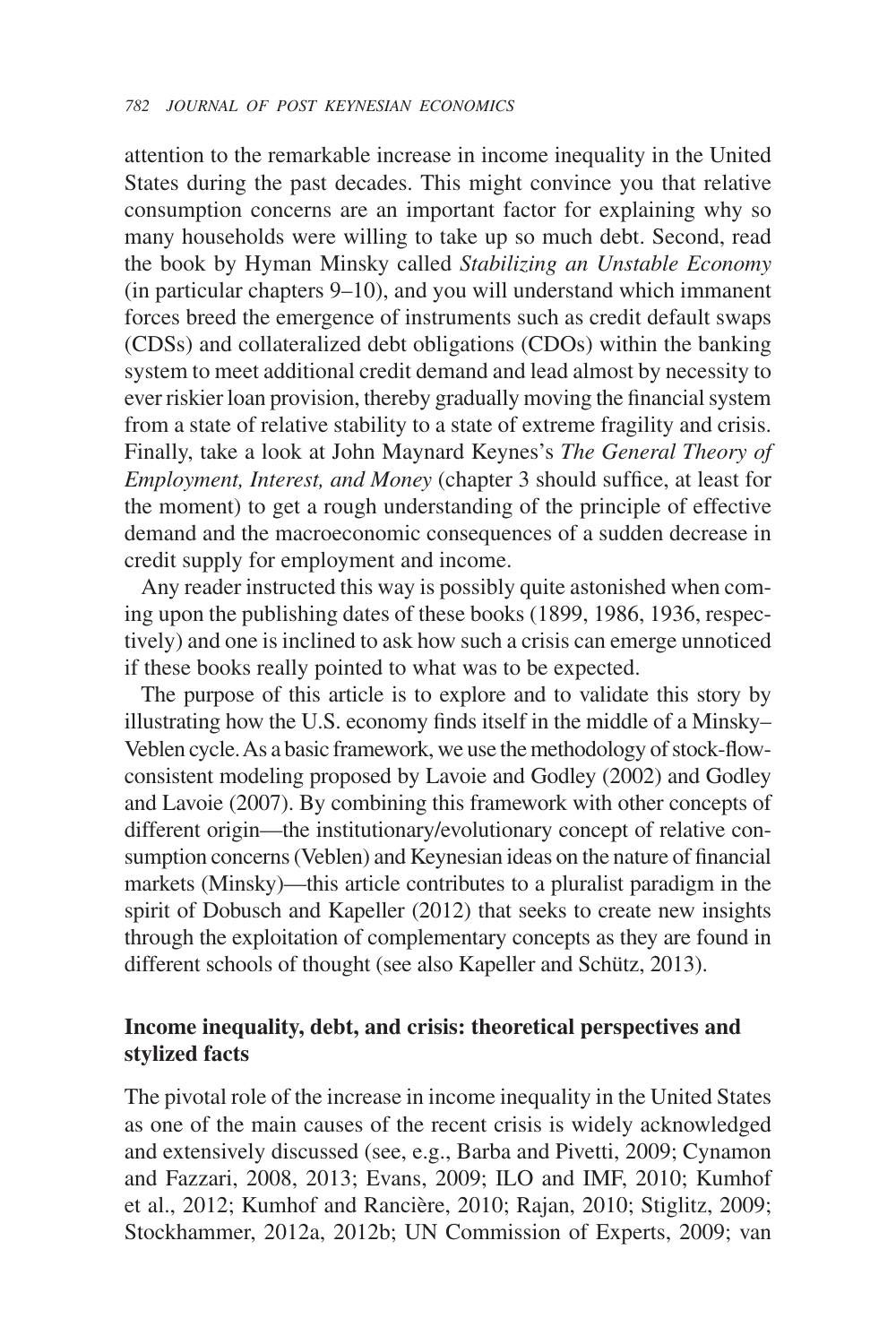attention to the remarkable increase in income inequality in the United States during the past decades. This might convince you that relative consumption concerns are an important factor for explaining why so many households were willing to take up so much debt. Second, read the book by Hyman Minsky called *Stabilizing an Unstable Economy* (in particular chapters 9–10), and you will understand which immanent forces breed the emergence of instruments such as credit default swaps (CDSs) and collateralized debt obligations (CDOs) within the banking system to meet additional credit demand and lead almost by necessity to ever riskier loan provision, thereby gradually moving the financial system from a state of relative stability to a state of extreme fragility and crisis. Finally, take a look at John Maynard Keynes's *The General Theory of Employment, Interest, and Money* (chapter 3 should suffice, at least for the moment) to get a rough understanding of the principle of effective demand and the macroeconomic consequences of a sudden decrease in credit supply for employment and income.

Any reader instructed this way is possibly quite astonished when coming upon the publishing dates of these books (1899, 1986, 1936, respectively) and one is inclined to ask how such a crisis can emerge unnoticed if these books really pointed to what was to be expected.

The purpose of this article is to explore and to validate this story by illustrating how the U.S. economy finds itself in the middle of a Minsky–Veblen cycle. As a basic framework, we use the methodology of stock-flow-consistent modeling proposed by Lavoie and Godley (2002) and Godley and Lavoie (2007). By combining this framework with other concepts of different origin—the institutionary/evolutionary concept of relative consumption concerns (Veblen) and Keynesian ideas on the nature of financial markets (Minsky)—this article contributes to a pluralist paradigm in the spirit of Dobusch and Kapeller (2012) that seeks to create new insights through the exploitation of complementary concepts as they are found in different schools of thought (see also Kapeller and Schütz, 2013).

## Income inequality, debt, and crisis: theoretical perspectives and stylized facts

The pivotal role of the increase in income inequality in the United States as one of the main causes of the recent crisis is widely acknowledged and extensively discussed (see, e.g., Barba and Pivetti, 2009; Cynamon and Fazzari, 2008, 2013; Evans, 2009; ILO and IMF, 2010; Kumhof et al., 2012; Kumhof and Rancière, 2010; Rajan, 2010; Stiglitz, 2009; Stockhammer, 2012a, 2012b; UN Commission of Experts, 2009; van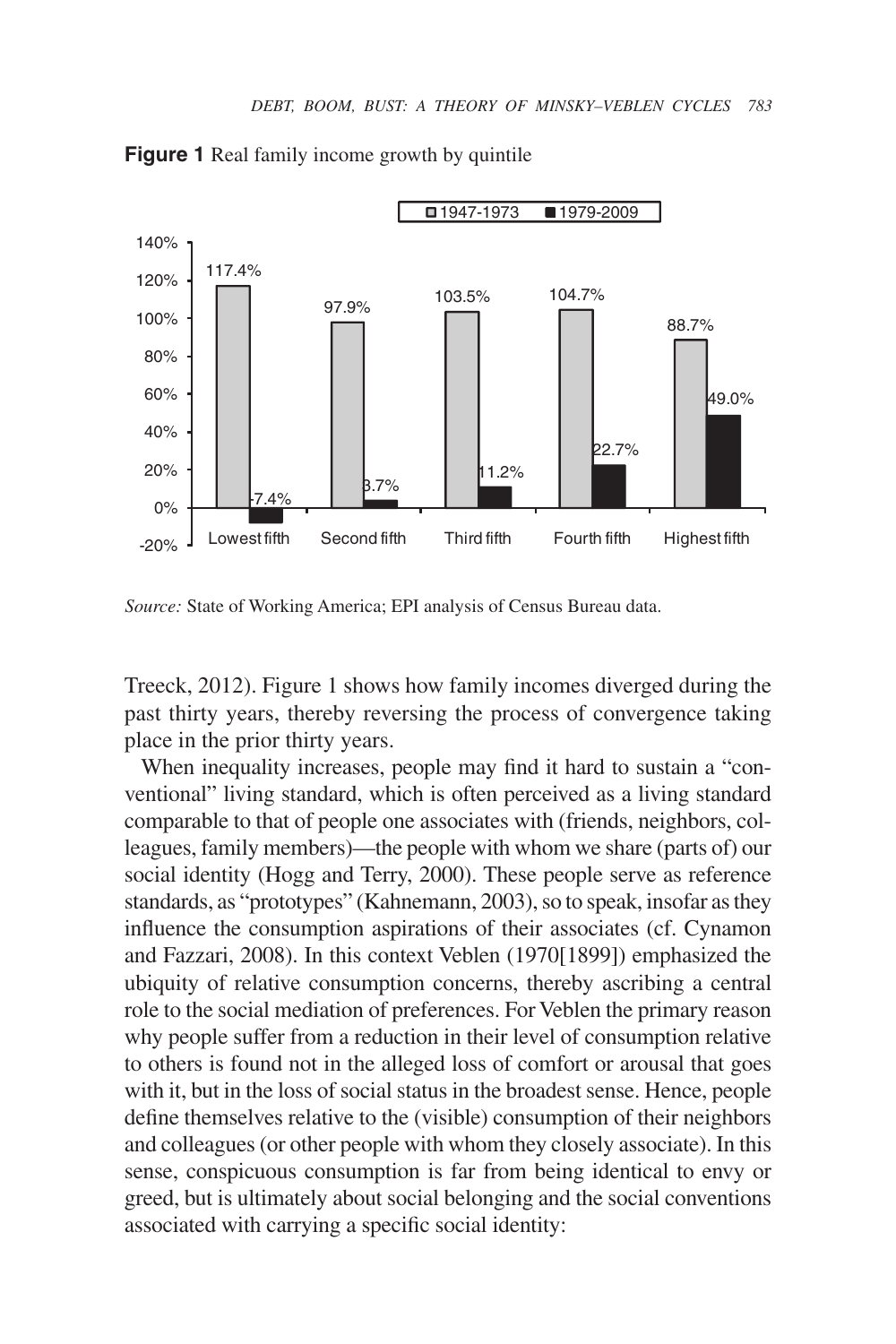**Figure 1** Real family income growth by quintile

| | 1947-1973 | 1979-2009 |
|---|---|---|
| Lowest fifth | 117.4% | -7.4% |
| Second fifth | 97.9% | 3.7% |
| Third fifth | 103.5% | 11.2% |
| Fourth fifth | 104.7% | 22.7% |
| Highest fifth | 88.7% | 49.0% |

*Source:* State of Working America; EPI analysis of Census Bureau data.

Treeck, 2012). Figure 1 shows how family incomes diverged during the past thirty years, thereby reversing the process of convergence taking place in the prior thirty years.

When inequality increases, people may find it hard to sustain a "conventional" living standard, which is often perceived as a living standard comparable to that of people one associates with (friends, neighbors, colleagues, family members)—the people with whom we share (parts of) our social identity (Hogg and Terry, 2000). These people serve as reference standards, as "prototypes" (Kahnemann, 2003), so to speak, insofar as they influence the consumption aspirations of their associates (cf. Cynamon and Fazzari, 2008). In this context Veblen (1970[1899]) emphasized the ubiquity of relative consumption concerns, thereby ascribing a central role to the social mediation of preferences. For Veblen the primary reason why people suffer from a reduction in their level of consumption relative to others is found not in the alleged loss of comfort or arousal that goes with it, but in the loss of social status in the broadest sense. Hence, people define themselves relative to the (visible) consumption of their neighbors and colleagues (or other people with whom they closely associate). In this sense, conspicuous consumption is far from being identical to envy or greed, but is ultimately about social belonging and the social conventions associated with carrying a specific social identity: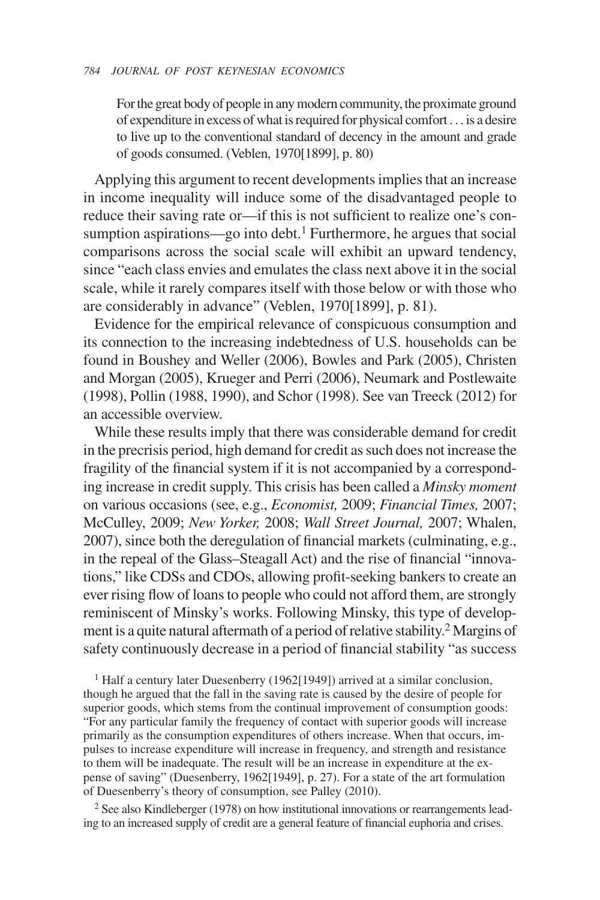> For the great body of people in any modern community, the proximate ground of expenditure in excess of what is required for physical comfort . . . is a desire to live up to the conventional standard of decency in the amount and grade of goods consumed. (Veblen, 1970[1899], p. 80)

Applying this argument to recent developments implies that an increase in income inequality will induce some of the disadvantaged people to reduce their saving rate or—if this is not sufficient to realize one's consumption aspirations—go into debt.[1] Furthermore, he argues that social comparisons across the social scale will exhibit an upward tendency, since "each class envies and emulates the class next above it in the social scale, while it rarely compares itself with those below or with those who are considerably in advance" (Veblen, 1970[1899], p. 81).

Evidence for the empirical relevance of conspicuous consumption and its connection to the increasing indebtedness of U.S. households can be found in Boushey and Weller (2006), Bowles and Park (2005), Christen and Morgan (2005), Krueger and Perri (2006), Neumark and Postlewaite (1998), Pollin (1988, 1990), and Schor (1998). See van Treeck (2012) for an accessible overview.

While these results imply that there was considerable demand for credit in the precrisis period, high demand for credit as such does not increase the fragility of the financial system if it is not accompanied by a corresponding increase in credit supply. This crisis has been called a *Minsky moment* on various occasions (see, e.g., *Economist,* 2009; *Financial Times,* 2007; McCulley, 2009; *New Yorker,* 2008; *Wall Street Journal,* 2007; Whalen, 2007), since both the deregulation of financial markets (culminating, e.g., in the repeal of the Glass–Steagall Act) and the rise of financial "innovations," like CDSs and CDOs, allowing profit-seeking bankers to create an ever rising flow of loans to people who could not afford them, are strongly reminiscent of Minsky's works. Following Minsky, this type of development is a quite natural aftermath of a period of relative stability.[2] Margins of safety continuously decrease in a period of financial stability "as success

[1] Half a century later Duesenberry (1962[1949]) arrived at a similar conclusion, though he argued that the fall in the saving rate is caused by the desire of people for superior goods, which stems from the continual improvement of consumption goods: "For any particular family the frequency of contact with superior goods will increase primarily as the consumption expenditures of others increase. When that occurs, impulses to increase expenditure will increase in frequency, and strength and resistance to them will be inadequate. The result will be an increase in expenditure at the expense of saving" (Duesenberry, 1962[1949], p. 27). For a state of the art formulation of Duesenberry's theory of consumption, see Palley (2010).

[2] See also Kindleberger (1978) on how institutional innovations or rearrangements leading to an increased supply of credit are a general feature of financial euphoria and crises.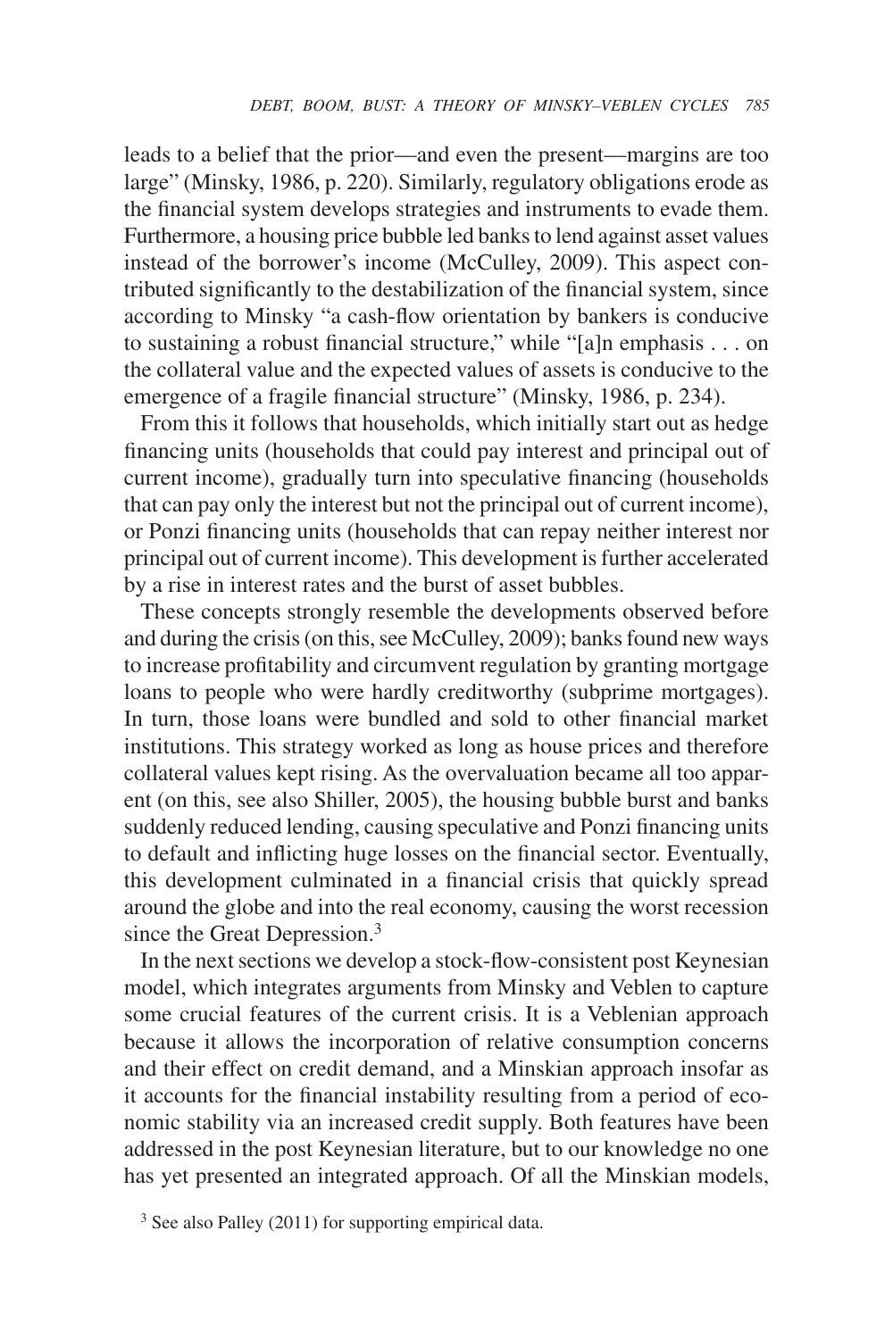leads to a belief that the prior—and even the present—margins are too large" (Minsky, 1986, p. 220). Similarly, regulatory obligations erode as the financial system develops strategies and instruments to evade them. Furthermore, a housing price bubble led banks to lend against asset values instead of the borrower's income (McCulley, 2009). This aspect contributed significantly to the destabilization of the financial system, since according to Minsky "a cash-flow orientation by bankers is conducive to sustaining a robust financial structure," while "[a]n emphasis . . . on the collateral value and the expected values of assets is conducive to the emergence of a fragile financial structure" (Minsky, 1986, p. 234).

From this it follows that households, which initially start out as hedge financing units (households that could pay interest and principal out of current income), gradually turn into speculative financing (households that can pay only the interest but not the principal out of current income), or Ponzi financing units (households that can repay neither interest nor principal out of current income). This development is further accelerated by a rise in interest rates and the burst of asset bubbles.

These concepts strongly resemble the developments observed before and during the crisis (on this, see McCulley, 2009); banks found new ways to increase profitability and circumvent regulation by granting mortgage loans to people who were hardly creditworthy (subprime mortgages). In turn, those loans were bundled and sold to other financial market institutions. This strategy worked as long as house prices and therefore collateral values kept rising. As the overvaluation became all too apparent (on this, see also Shiller, 2005), the housing bubble burst and banks suddenly reduced lending, causing speculative and Ponzi financing units to default and inflicting huge losses on the financial sector. Eventually, this development culminated in a financial crisis that quickly spread around the globe and into the real economy, causing the worst recession since the Great Depression.[3]

In the next sections we develop a stock-flow-consistent post Keynesian model, which integrates arguments from Minsky and Veblen to capture some crucial features of the current crisis. It is a Veblenian approach because it allows the incorporation of relative consumption concerns and their effect on credit demand, and a Minskian approach insofar as it accounts for the financial instability resulting from a period of economic stability via an increased credit supply. Both features have been addressed in the post Keynesian literature, but to our knowledge no one has yet presented an integrated approach. Of all the Minskian models,

[3] See also Palley (2011) for supporting empirical data.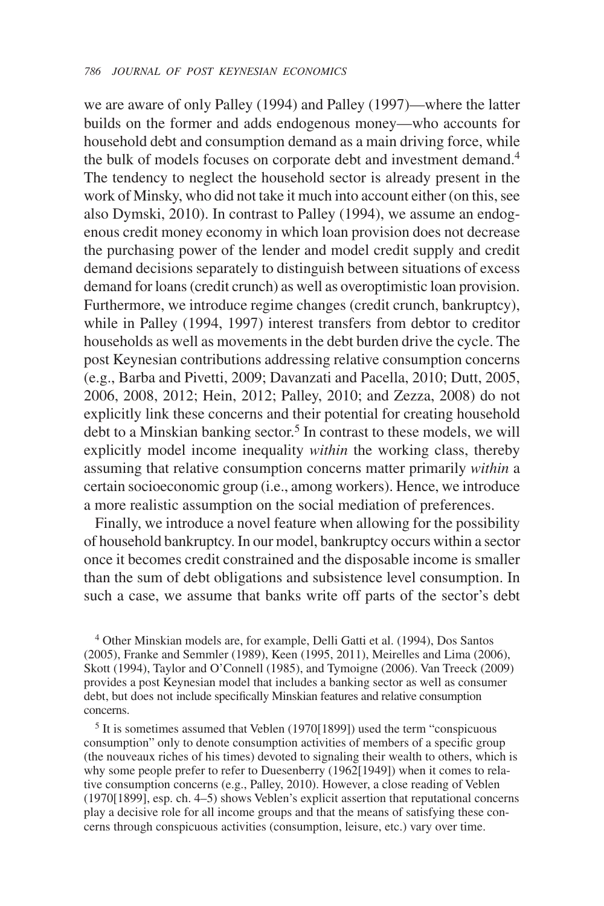we are aware of only Palley (1994) and Palley (1997)—where the latter builds on the former and adds endogenous money—who accounts for household debt and consumption demand as a main driving force, while the bulk of models focuses on corporate debt and investment demand.[4] The tendency to neglect the household sector is already present in the work of Minsky, who did not take it much into account either (on this, see also Dymski, 2010). In contrast to Palley (1994), we assume an endogenous credit money economy in which loan provision does not decrease the purchasing power of the lender and model credit supply and credit demand decisions separately to distinguish between situations of excess demand for loans (credit crunch) as well as overoptimistic loan provision. Furthermore, we introduce regime changes (credit crunch, bankruptcy), while in Palley (1994, 1997) interest transfers from debtor to creditor households as well as movements in the debt burden drive the cycle. The post Keynesian contributions addressing relative consumption concerns (e.g., Barba and Pivetti, 2009; Davanzati and Pacella, 2010; Dutt, 2005, 2006, 2008, 2012; Hein, 2012; Palley, 2010; and Zezza, 2008) do not explicitly link these concerns and their potential for creating household debt to a Minskian banking sector.[5] In contrast to these models, we will explicitly model income inequality *within* the working class, thereby assuming that relative consumption concerns matter primarily *within* a certain socioeconomic group (i.e., among workers). Hence, we introduce a more realistic assumption on the social mediation of preferences.

Finally, we introduce a novel feature when allowing for the possibility of household bankruptcy. In our model, bankruptcy occurs within a sector once it becomes credit constrained and the disposable income is smaller than the sum of debt obligations and subsistence level consumption. In such a case, we assume that banks write off parts of the sector's debt

[4] Other Minskian models are, for example, Delli Gatti et al. (1994), Dos Santos (2005), Franke and Semmler (1989), Keen (1995, 2011), Meirelles and Lima (2006), Skott (1994), Taylor and O'Connell (1985), and Tymoigne (2006). Van Treeck (2009) provides a post Keynesian model that includes a banking sector as well as consumer debt, but does not include specifically Minskian features and relative consumption concerns.

[5] It is sometimes assumed that Veblen (1970[1899]) used the term "conspicuous consumption" only to denote consumption activities of members of a specific group (the nouveaux riches of his times) devoted to signaling their wealth to others, which is why some people prefer to refer to Duesenberry (1962[1949]) when it comes to relative consumption concerns (e.g., Palley, 2010). However, a close reading of Veblen (1970[1899], esp. ch. 4–5) shows Veblen's explicit assertion that reputational concerns play a decisive role for all income groups and that the means of satisfying these concerns through conspicuous activities (consumption, leisure, etc.) vary over time.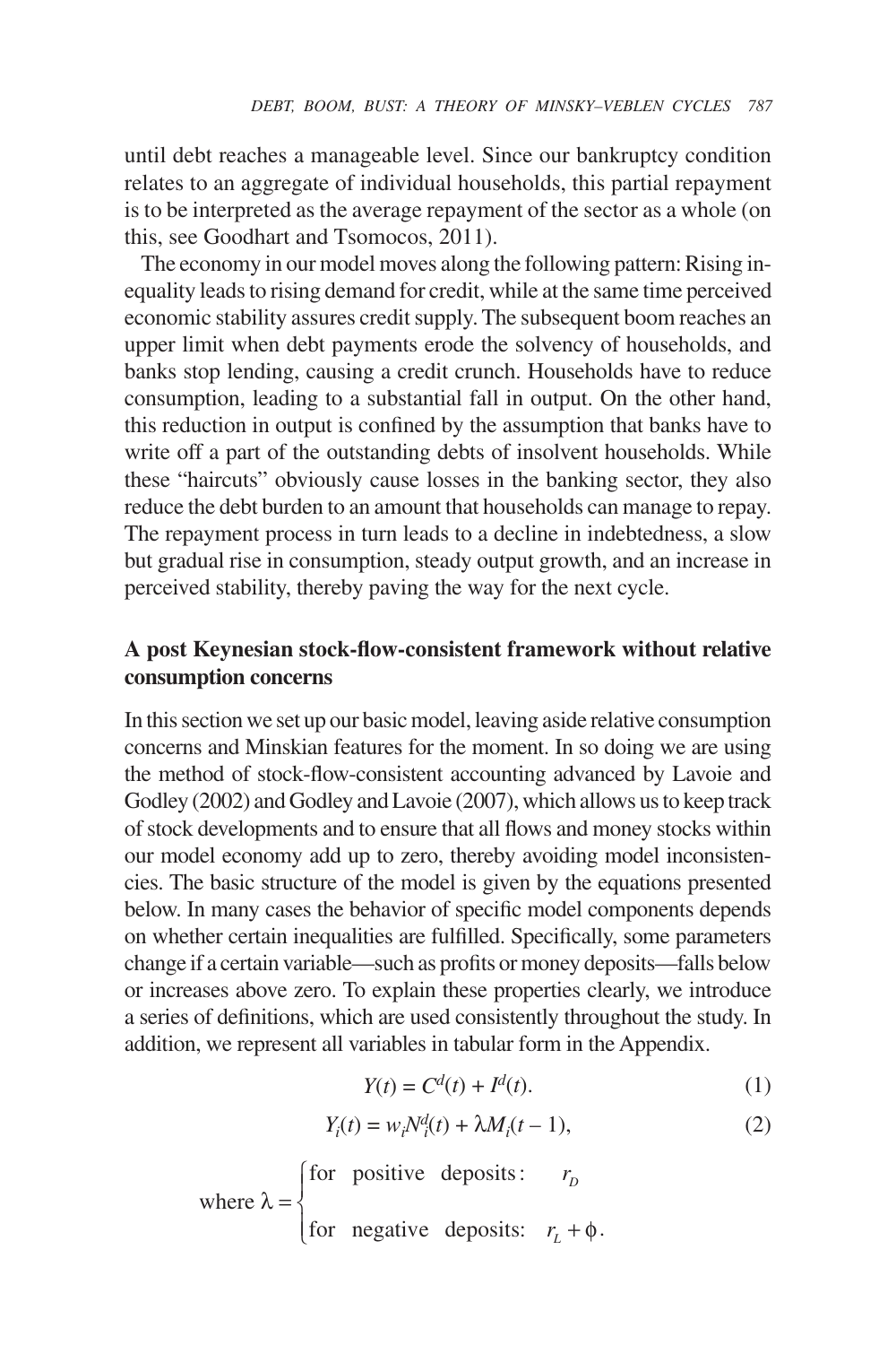until debt reaches a manageable level. Since our bankruptcy condition relates to an aggregate of individual households, this partial repayment is to be interpreted as the average repayment of the sector as a whole (on this, see Goodhart and Tsomocos, 2011).

The economy in our model moves along the following pattern: Rising inequality leads to rising demand for credit, while at the same time perceived economic stability assures credit supply. The subsequent boom reaches an upper limit when debt payments erode the solvency of households, and banks stop lending, causing a credit crunch. Households have to reduce consumption, leading to a substantial fall in output. On the other hand, this reduction in output is confined by the assumption that banks have to write off a part of the outstanding debts of insolvent households. While these "haircuts" obviously cause losses in the banking sector, they also reduce the debt burden to an amount that households can manage to repay. The repayment process in turn leads to a decline in indebtedness, a slow but gradual rise in consumption, steady output growth, and an increase in perceived stability, thereby paving the way for the next cycle.

## A post Keynesian stock-flow-consistent framework without relative consumption concerns

In this section we set up our basic model, leaving aside relative consumption concerns and Minskian features for the moment. In so doing we are using the method of stock-flow-consistent accounting advanced by Lavoie and Godley (2002) and Godley and Lavoie (2007), which allows us to keep track of stock developments and to ensure that all flows and money stocks within our model economy add up to zero, thereby avoiding model inconsistencies. The basic structure of the model is given by the equations presented below. In many cases the behavior of specific model components depends on whether certain inequalities are fulfilled. Specifically, some parameters change if a certain variable—such as profits or money deposits—falls below or increases above zero. To explain these properties clearly, we introduce a series of definitions, which are used consistently throughout the study. In addition, we represent all variables in tabular form in the Appendix.

$$Y(t) = C^d(t) + I^d(t). \tag{1}$$

$$Y_i(t) = w_i N_i^d(t) + \lambda M_i(t-1), \tag{2}$$

$$\text{where } \lambda = \begin{cases} \text{for positive deposits:} & r_D \\ \text{for negative deposits:} & r_L + \phi. \end{cases}$$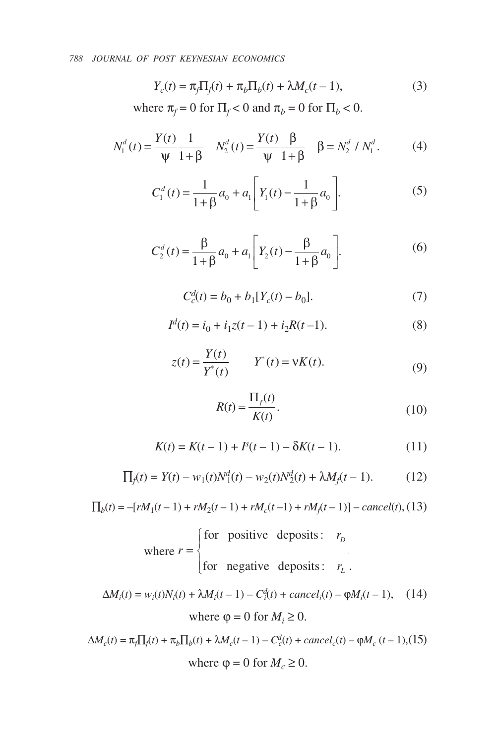$$Y_c(t) = \pi_f \Pi_f(t) + \pi_b \Pi_b(t) + \lambda M_c(t-1), \tag{3}$$

where $\pi_f = 0$ for $\Pi_f < 0$ and $\pi_b = 0$ for $\Pi_b < 0$.

$$N_1^d(t) = \frac{Y(t)}{\psi} \frac{1}{1+\beta} \quad N_2^d(t) = \frac{Y(t)}{\psi} \frac{\beta}{1+\beta} \quad \beta = N_2^d \,/\, N_1^d. \tag{4}$$

$$C_1^d(t) = \frac{1}{1+\beta} a_0 + a_1 \left[ Y_1(t) - \frac{1}{1+\beta} a_0 \right]. \tag{5}$$

$$C_2^d(t) = \frac{\beta}{1+\beta} a_0 + a_1 \left[ Y_2(t) - \frac{\beta}{1+\beta} a_0 \right]. \tag{6}$$

$$C_c^d(t) = b_0 + b_1[Y_c(t) - b_0]. \tag{7}$$

$$I^d(t) = i_0 + i_1 z(t-1) + i_2 R(t-1). \tag{8}$$

$$z(t) = \frac{Y(t)}{Y^*(t)} \qquad Y^*(t) = \nu K(t). \tag{9}$$

$$R(t) = \frac{\Pi_f(t)}{K(t)}. \tag{10}$$

$$K(t) = K(t-1) + I^s(t-1) - \delta K(t-1). \tag{11}$$

$$\Pi_f(t) = Y(t) - w_1(t) N_1^d(t) - w_2(t) N_2^d(t) + \lambda M_f(t-1). \tag{12}$$

$$\Pi_b(t) = -[rM_1(t-1) + rM_2(t-1) + rM_c(t-1) + rM_f(t-1)] - cancel(t), \tag{13}$$

$$\text{where } r = \begin{cases} \text{for positive deposits:} & r_D \\ \text{for negative deposits:} & r_L. \end{cases}$$

$$\Delta M_i(t) = w_i(t) N_i(t) + \lambda M_i(t-1) - C_i^d(t) + cancel_i(t) - \varphi M_i(t-1), \tag{14}$$

where $\varphi = 0$ for $M_i \geq 0$.

$$\Delta M_c(t) = \pi_f \Pi_f(t) + \pi_b \Pi_b(t) + \lambda M_c(t-1) - C_c^d(t) + cancel_c(t) - \varphi M_c(t-1), \tag{15}$$

where $\varphi = 0$ for $M_c \geq 0$.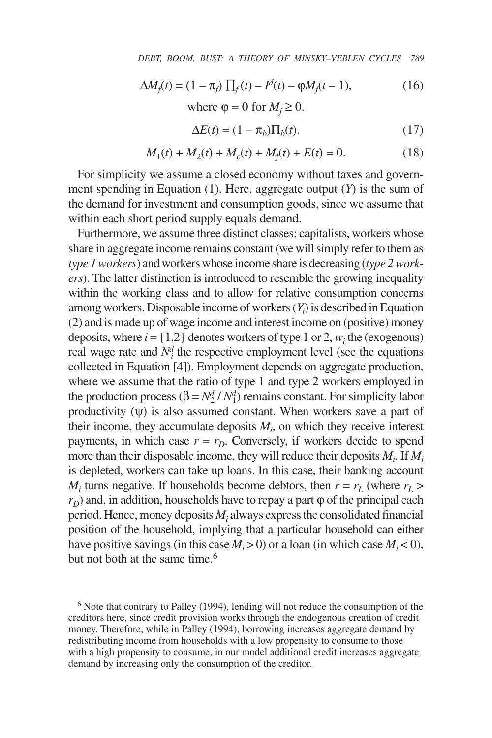$$\Delta M_f(t) = (1 - \pi_f) \prod_f(t) - I^d(t) - \varphi M_f(t-1), \tag{16}$$

$$\text{where } \varphi = 0 \text{ for } M_f \geq 0.$$

$$\Delta E(t) = (1 - \pi_b)\Pi_b(t). \tag{17}$$

$$M_1(t) + M_2(t) + M_c(t) + M_f(t) + E(t) = 0. \tag{18}$$

For simplicity we assume a closed economy without taxes and government spending in Equation (1). Here, aggregate output ($Y$) is the sum of the demand for investment and consumption goods, since we assume that within each short period supply equals demand.

Furthermore, we assume three distinct classes: capitalists, workers whose share in aggregate income remains constant (we will simply refer to them as *type 1 workers*) and workers whose income share is decreasing (*type 2 workers*). The latter distinction is introduced to resemble the growing inequality within the working class and to allow for relative consumption concerns among workers. Disposable income of workers ($Y_i$) is described in Equation (2) and is made up of wage income and interest income on (positive) money deposits, where $i = \{1,2\}$ denotes workers of type 1 or 2, $w_i$ the (exogenous) real wage rate and $N_i^d$ the respective employment level (see the equations collected in Equation [4]). Employment depends on aggregate production, where we assume that the ratio of type 1 and type 2 workers employed in the production process ($\beta = N_2^d / N_1^d$) remains constant. For simplicity labor productivity ($\psi$) is also assumed constant. When workers save a part of their income, they accumulate deposits $M_i$, on which they receive interest payments, in which case $r = r_D$. Conversely, if workers decide to spend more than their disposable income, they will reduce their deposits $M_i$. If $M_i$ is depleted, workers can take up loans. In this case, their banking account $M_i$ turns negative. If households become debtors, then $r = r_L$ (where $r_L > r_D$) and, in addition, households have to repay a part $\varphi$ of the principal each period. Hence, money deposits $M_i$ always express the consolidated financial position of the household, implying that a particular household can either have positive savings (in this case $M_i > 0$) or a loan (in which case $M_i < 0$), but not both at the same time.[6]

[6] Note that contrary to Palley (1994), lending will not reduce the consumption of the creditors here, since credit provision works through the endogenous creation of credit money. Therefore, while in Palley (1994), borrowing increases aggregate demand by redistributing income from households with a low propensity to consume to those with a high propensity to consume, in our model additional credit increases aggregate demand by increasing only the consumption of the creditor.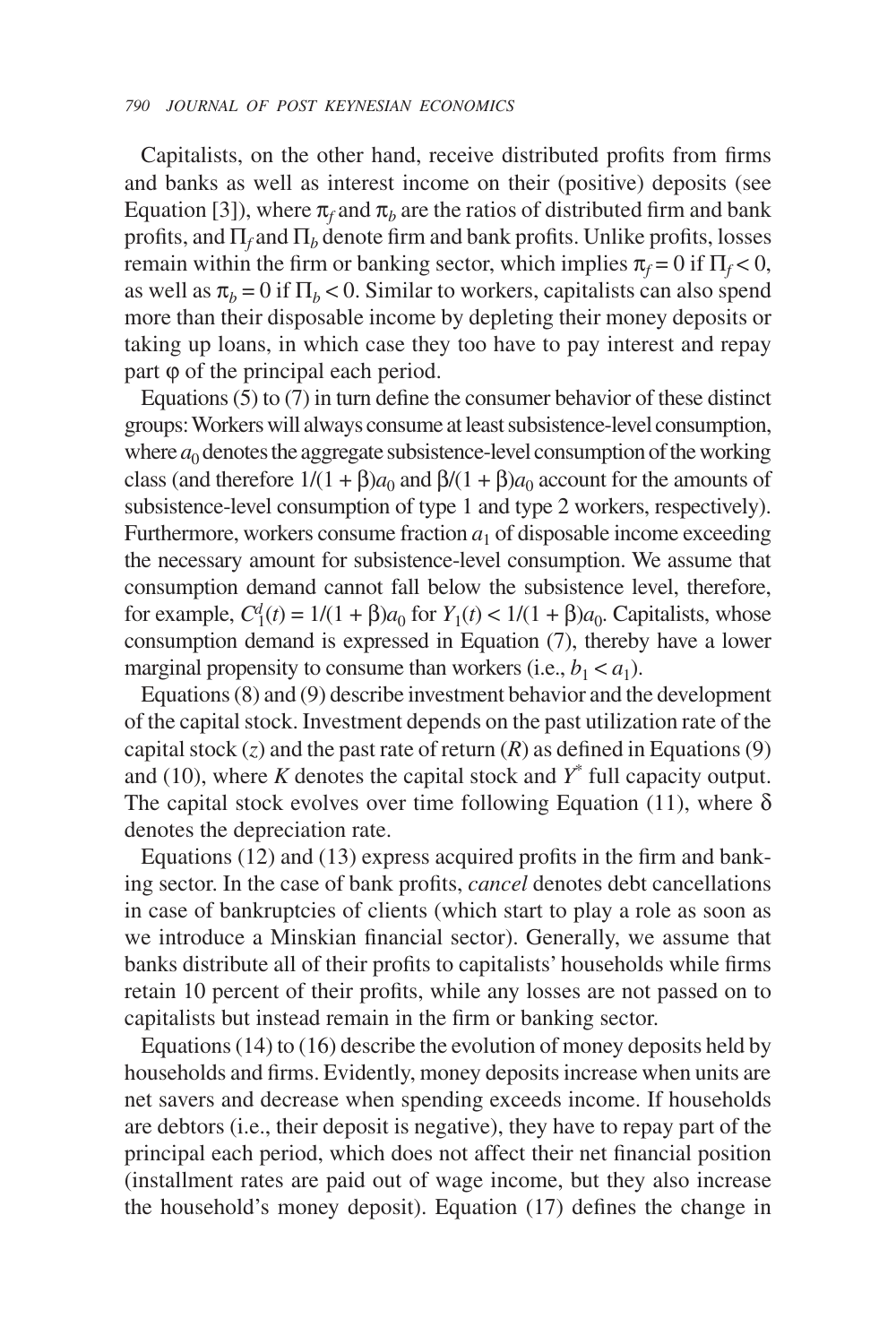Capitalists, on the other hand, receive distributed profits from firms and banks as well as interest income on their (positive) deposits (see Equation [3]), where $\pi_f$ and $\pi_b$ are the ratios of distributed firm and bank profits, and $\Pi_f$ and $\Pi_b$ denote firm and bank profits. Unlike profits, losses remain within the firm or banking sector, which implies $\pi_f = 0$ if $\Pi_f < 0$, as well as $\pi_b = 0$ if $\Pi_b < 0$. Similar to workers, capitalists can also spend more than their disposable income by depleting their money deposits or taking up loans, in which case they too have to pay interest and repay part $\varphi$ of the principal each period.

Equations (5) to (7) in turn define the consumer behavior of these distinct groups: Workers will always consume at least subsistence-level consumption, where $a_0$ denotes the aggregate subsistence-level consumption of the working class (and therefore $1/(1 + \beta)a_0$ and $\beta/(1 + \beta)a_0$ account for the amounts of subsistence-level consumption of type 1 and type 2 workers, respectively). Furthermore, workers consume fraction $a_1$ of disposable income exceeding the necessary amount for subsistence-level consumption. We assume that consumption demand cannot fall below the subsistence level, therefore, for example, $C_1^d(t) = 1/(1 + \beta)a_0$ for $Y_1(t) < 1/(1 + \beta)a_0$. Capitalists, whose consumption demand is expressed in Equation (7), thereby have a lower marginal propensity to consume than workers (i.e., $b_1 < a_1$).

Equations (8) and (9) describe investment behavior and the development of the capital stock. Investment depends on the past utilization rate of the capital stock ($z$) and the past rate of return ($R$) as defined in Equations (9) and (10), where $K$ denotes the capital stock and $Y^*$ full capacity output. The capital stock evolves over time following Equation (11), where $\delta$ denotes the depreciation rate.

Equations (12) and (13) express acquired profits in the firm and banking sector. In the case of bank profits, *cancel* denotes debt cancellations in case of bankruptcies of clients (which start to play a role as soon as we introduce a Minskian financial sector). Generally, we assume that banks distribute all of their profits to capitalists' households while firms retain 10 percent of their profits, while any losses are not passed on to capitalists but instead remain in the firm or banking sector.

Equations (14) to (16) describe the evolution of money deposits held by households and firms. Evidently, money deposits increase when units are net savers and decrease when spending exceeds income. If households are debtors (i.e., their deposit is negative), they have to repay part of the principal each period, which does not affect their net financial position (installment rates are paid out of wage income, but they also increase the household's money deposit). Equation (17) defines the change in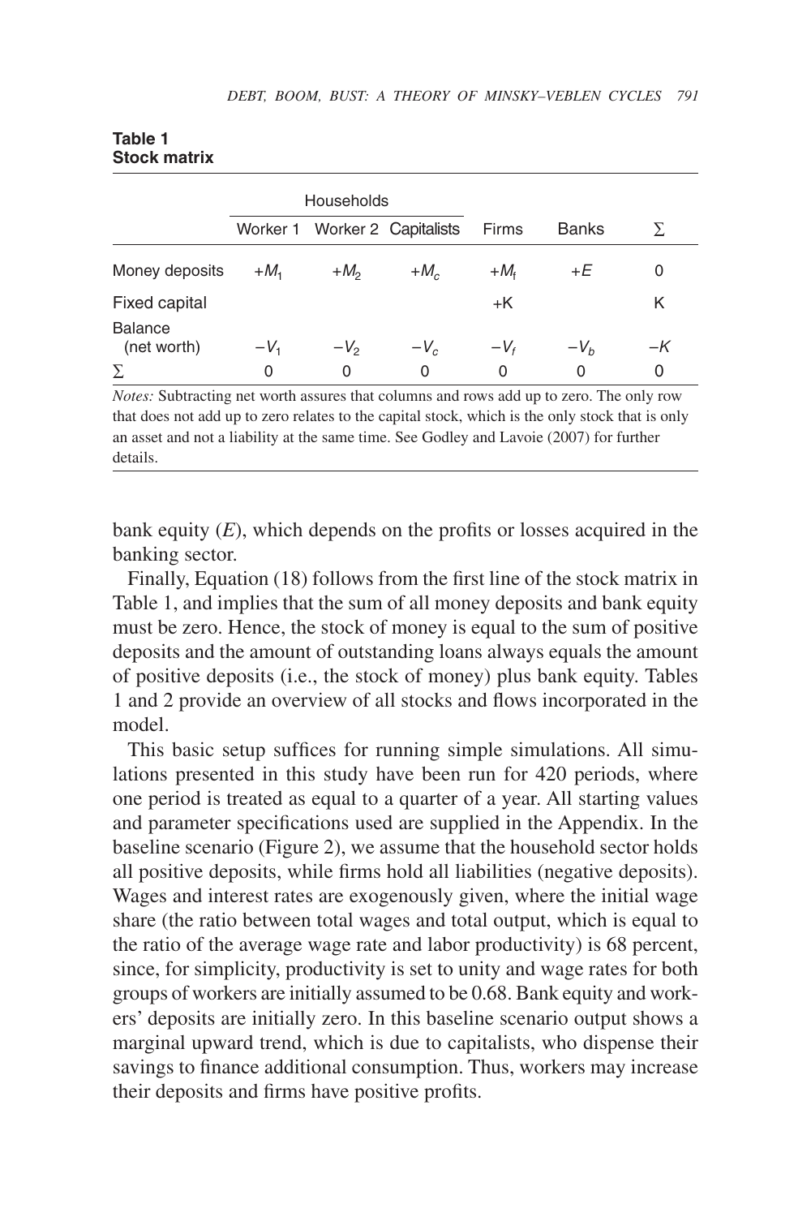**Table 1**
**Stock matrix**

| | Households | | | | | |
|---|---|---|---|---|---|---|
| | Worker 1 | Worker 2 | Capitalists | Firms | Banks | $\Sigma$ |
| Money deposits | $+M_1$ | $+M_2$ | $+M_c$ | $+M_f$ | $+E$ | 0 |
| Fixed capital | | | | $+K$ | | $K$ |
| Balance (net worth) | $-V_1$ | $-V_2$ | $-V_c$ | $-V_f$ | $-V_b$ | $-K$ |
| $\Sigma$ | 0 | 0 | 0 | 0 | 0 | 0 |

*Notes:* Subtracting net worth assures that columns and rows add up to zero. The only row that does not add up to zero relates to the capital stock, which is the only stock that is only an asset and not a liability at the same time. See Godley and Lavoie (2007) for further details.

bank equity ($E$), which depends on the profits or losses acquired in the banking sector.

Finally, Equation (18) follows from the first line of the stock matrix in Table 1, and implies that the sum of all money deposits and bank equity must be zero. Hence, the stock of money is equal to the sum of positive deposits and the amount of outstanding loans always equals the amount of positive deposits (i.e., the stock of money) plus bank equity. Tables 1 and 2 provide an overview of all stocks and flows incorporated in the model.

This basic setup suffices for running simple simulations. All simulations presented in this study have been run for 420 periods, where one period is treated as equal to a quarter of a year. All starting values and parameter specifications used are supplied in the Appendix. In the baseline scenario (Figure 2), we assume that the household sector holds all positive deposits, while firms hold all liabilities (negative deposits). Wages and interest rates are exogenously given, where the initial wage share (the ratio between total wages and total output, which is equal to the ratio of the average wage rate and labor productivity) is 68 percent, since, for simplicity, productivity is set to unity and wage rates for both groups of workers are initially assumed to be 0.68. Bank equity and workers' deposits are initially zero. In this baseline scenario output shows a marginal upward trend, which is due to capitalists, who dispense their savings to finance additional consumption. Thus, workers may increase their deposits and firms have positive profits.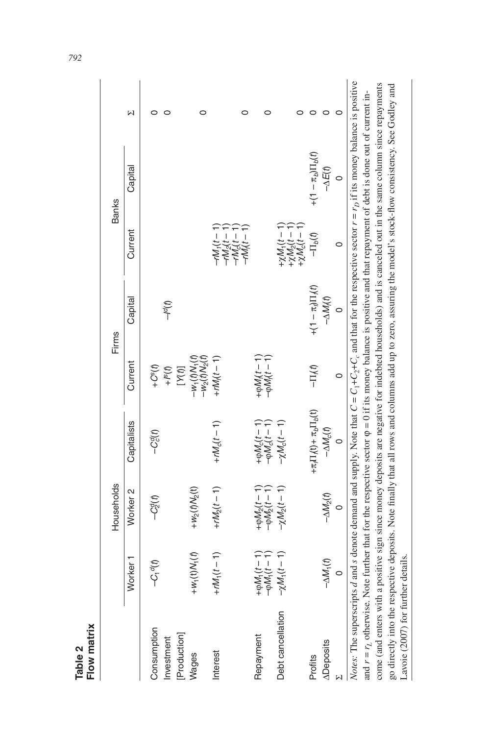**Table 2**
**Flow matrix**

| | Households | | | Firms | | Banks | | Σ |
|---|---|---|---|---|---|---|---|---|
| | Worker 1 | Worker 2 | Capitalists | Current | Capital | Current | Capital | |
| Consumption | $-C_1^d(t)$ | $-C_2^d(t)$ | $-C_c^d(t)$ | $+C^s(t)$ | | | | 0 |
| Investment | | | | $+I^s(t)$ | $-I^d(t)$ | | | 0 |
| [Production] | | | | $[Y(t)]$ | | | | |
| Wages | $+w_1(t)N_1(t)$ | $+w_2(t)N_2(t)$ | | $-w_1(t)N_1(t)$ $-w_2(t)N_2(t)$ | | | | 0 |
| Interest | $+rM_1(t-1)$ | $+rM_2(t-1)$ | $+rM_c(t-1)$ | $+rM_f(t-1)$ | | $-rM_1(t-1)$ $-rM_2(t-1)$ $-rM_c(t-1)$ $-rM_f(t-1)$ | | 0 |
| Repayment | $+\varphi M_1(t-1)$ $-\varphi M_1(t-1)$ | $+\varphi M_2(t-1)$ $-\varphi M_2(t-1)$ | $+\varphi M_c(t-1)$ $-\varphi M_c(t-1)$ | $+\varphi M_f(t-1)$ $-\varphi M_f(t-1)$ | | | | 0 |
| Debt cancellation | $-\chi M_1(t-1)$ | $-\chi M_2(t-1)$ | $-\chi M_c(t-1)$ | | | $+\chi M_1(t-1)$ $+\chi M_2(t-1)$ $+\chi M_c(t-1)$ | | 0 |
| Profits | | | $+\pi_f\Pi_f(t)+\pi_b\Pi_b(t)$ | $-\Pi_f(t)$ | $+(1-\pi_f)\Pi_f(t)$ | $-\Pi_b(t)$ | $+(1-\pi_b)\Pi_b(t)$ | 0 |
| ΔDeposits | $-\Delta M_1(t)$ | $-\Delta M_2(t)$ | $-\Delta M_c(t)$ | | $-\Delta M_f(t)$ | | $-\Delta E(t)$ | 0 |
| Σ | 0 | 0 | 0 | 0 | 0 | 0 | 0 | 0 |

*Notes:* The superscripts $d$ and $s$ denote demand and supply. Note that $C = C_1+C_2+C_c$ and that for the respective sector $r = r_D$ if its money balance is positive and $r = r_L$ otherwise. Note further that for the respective sector $\varphi = 0$ if its money balance is positive and that repayment of debt is done out of current income (and enters with a positive sign since money deposits are negative for indebted households) and is canceled out in the same column since repayments go directly into the respective deposits. Note finally that all rows and columns add up to zero, assuring the model's stock-flow consistency. See Godley and Lavoie (2007) for further details.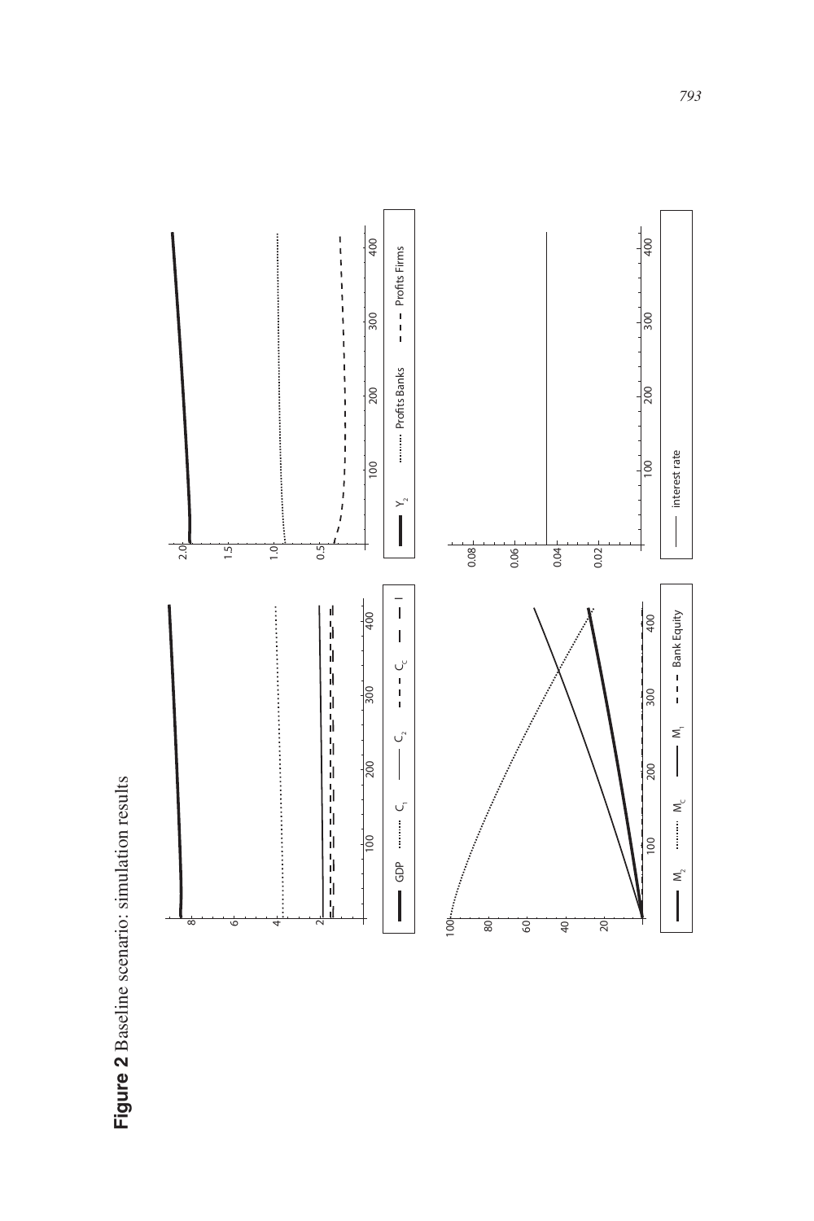**Figure 2** Baseline scenario: simulation results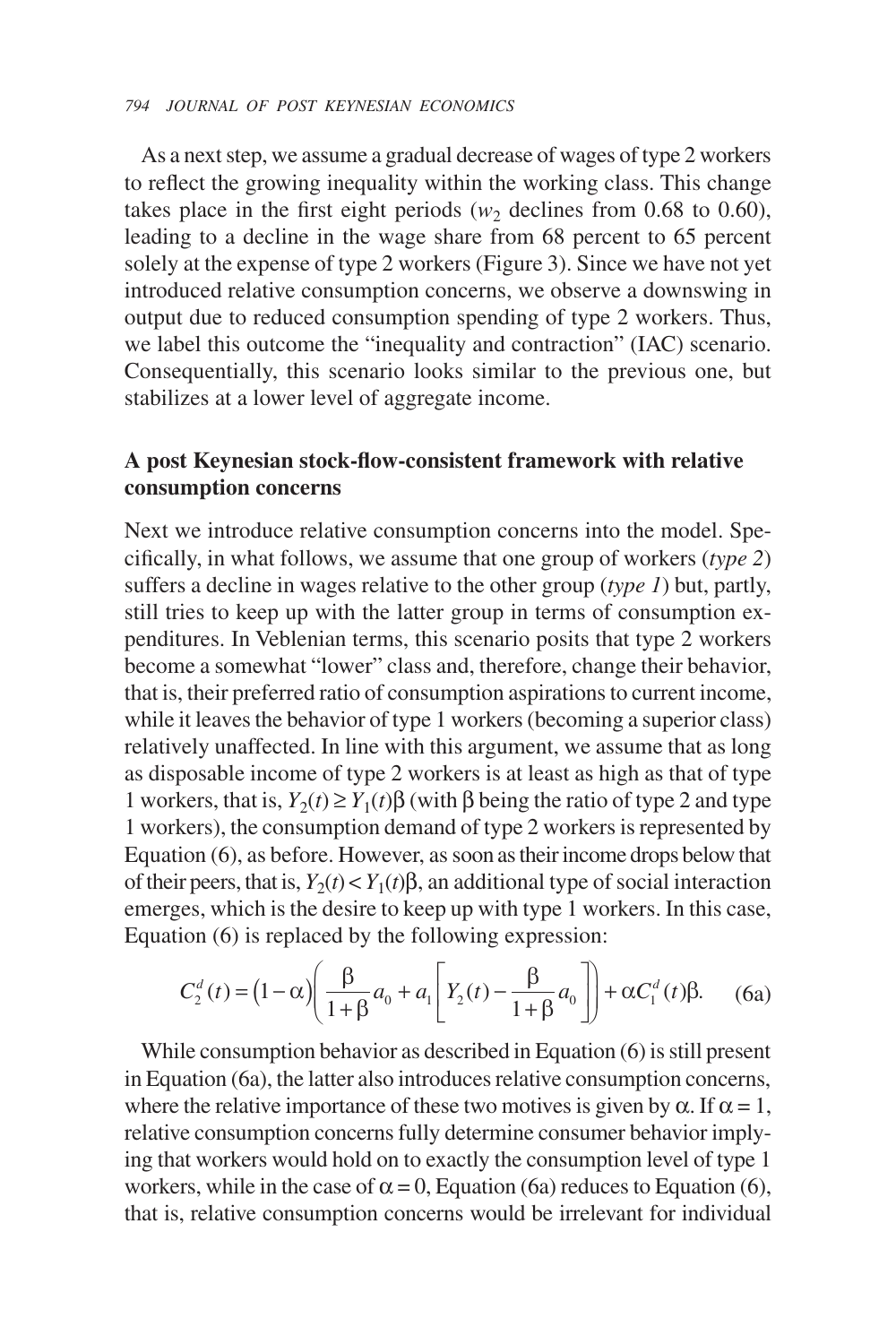As a next step, we assume a gradual decrease of wages of type 2 workers to reflect the growing inequality within the working class. This change takes place in the first eight periods ($w_2$ declines from 0.68 to 0.60), leading to a decline in the wage share from 68 percent to 65 percent solely at the expense of type 2 workers (Figure 3). Since we have not yet introduced relative consumption concerns, we observe a downswing in output due to reduced consumption spending of type 2 workers. Thus, we label this outcome the "inequality and contraction" (IAC) scenario. Consequentially, this scenario looks similar to the previous one, but stabilizes at a lower level of aggregate income.

## A post Keynesian stock-flow-consistent framework with relative consumption concerns

Next we introduce relative consumption concerns into the model. Specifically, in what follows, we assume that one group of workers (*type 2*) suffers a decline in wages relative to the other group (*type 1*) but, partly, still tries to keep up with the latter group in terms of consumption expenditures. In Veblenian terms, this scenario posits that type 2 workers become a somewhat "lower" class and, therefore, change their behavior, that is, their preferred ratio of consumption aspirations to current income, while it leaves the behavior of type 1 workers (becoming a superior class) relatively unaffected. In line with this argument, we assume that as long as disposable income of type 2 workers is at least as high as that of type 1 workers, that is, $Y_2(t) \geq Y_1(t)\beta$ (with $\beta$ being the ratio of type 2 and type 1 workers), the consumption demand of type 2 workers is represented by Equation (6), as before. However, as soon as their income drops below that of their peers, that is, $Y_2(t) < Y_1(t)\beta$, an additional type of social interaction emerges, which is the desire to keep up with type 1 workers. In this case, Equation (6) is replaced by the following expression:

$$C_2^d(t) = (1-\alpha)\left(\frac{\beta}{1+\beta}a_0 + a_1\left[Y_2(t) - \frac{\beta}{1+\beta}a_0\right]\right) + \alpha C_1^d(t)\beta. \qquad \text{(6a)}$$

While consumption behavior as described in Equation (6) is still present in Equation (6a), the latter also introduces relative consumption concerns, where the relative importance of these two motives is given by $\alpha$. If $\alpha = 1$, relative consumption concerns fully determine consumer behavior implying that workers would hold on to exactly the consumption level of type 1 workers, while in the case of $\alpha = 0$, Equation (6a) reduces to Equation (6), that is, relative consumption concerns would be irrelevant for individual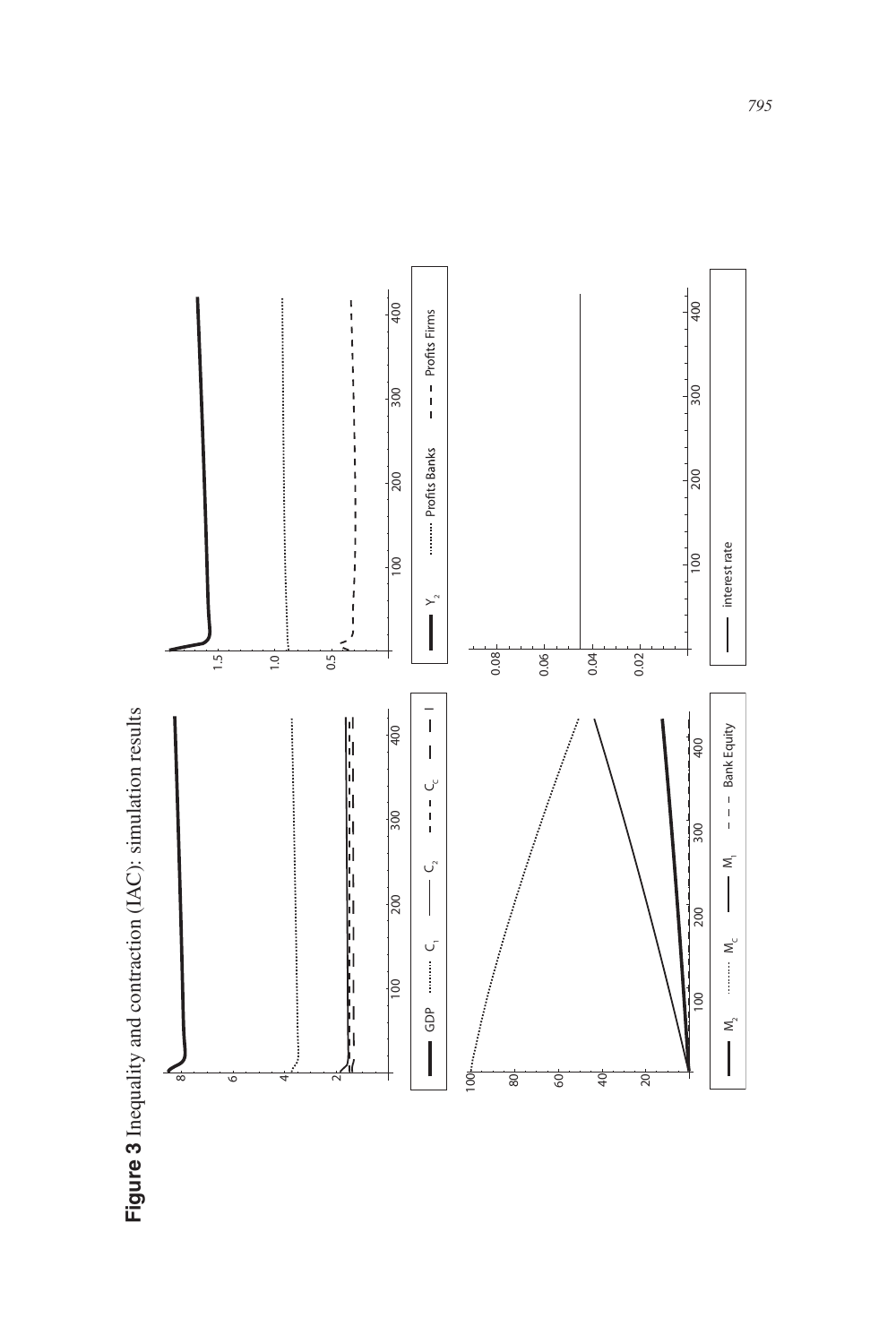**Figure 3** Inequality and contraction (IAC): simulation results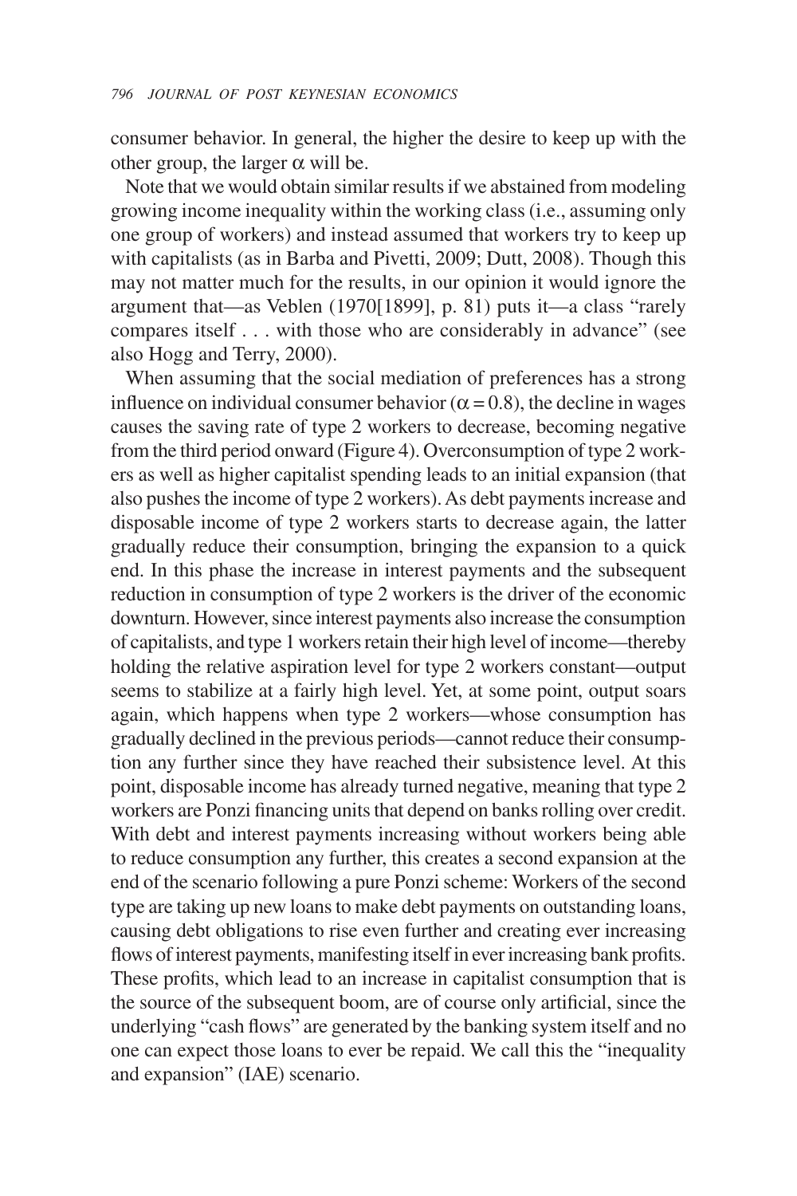consumer behavior. In general, the higher the desire to keep up with the other group, the larger $\alpha$ will be.

Note that we would obtain similar results if we abstained from modeling growing income inequality within the working class (i.e., assuming only one group of workers) and instead assumed that workers try to keep up with capitalists (as in Barba and Pivetti, 2009; Dutt, 2008). Though this may not matter much for the results, in our opinion it would ignore the argument that—as Veblen (1970[1899], p. 81) puts it—a class "rarely compares itself . . . with those who are considerably in advance" (see also Hogg and Terry, 2000).

When assuming that the social mediation of preferences has a strong influence on individual consumer behavior ($\alpha = 0.8$), the decline in wages causes the saving rate of type 2 workers to decrease, becoming negative from the third period onward (Figure 4). Overconsumption of type 2 workers as well as higher capitalist spending leads to an initial expansion (that also pushes the income of type 2 workers). As debt payments increase and disposable income of type 2 workers starts to decrease again, the latter gradually reduce their consumption, bringing the expansion to a quick end. In this phase the increase in interest payments and the subsequent reduction in consumption of type 2 workers is the driver of the economic downturn. However, since interest payments also increase the consumption of capitalists, and type 1 workers retain their high level of income—thereby holding the relative aspiration level for type 2 workers constant—output seems to stabilize at a fairly high level. Yet, at some point, output soars again, which happens when type 2 workers—whose consumption has gradually declined in the previous periods—cannot reduce their consumption any further since they have reached their subsistence level. At this point, disposable income has already turned negative, meaning that type 2 workers are Ponzi financing units that depend on banks rolling over credit. With debt and interest payments increasing without workers being able to reduce consumption any further, this creates a second expansion at the end of the scenario following a pure Ponzi scheme: Workers of the second type are taking up new loans to make debt payments on outstanding loans, causing debt obligations to rise even further and creating ever increasing flows of interest payments, manifesting itself in ever increasing bank profits. These profits, which lead to an increase in capitalist consumption that is the source of the subsequent boom, are of course only artificial, since the underlying "cash flows" are generated by the banking system itself and no one can expect those loans to ever be repaid. We call this the "inequality and expansion" (IAE) scenario.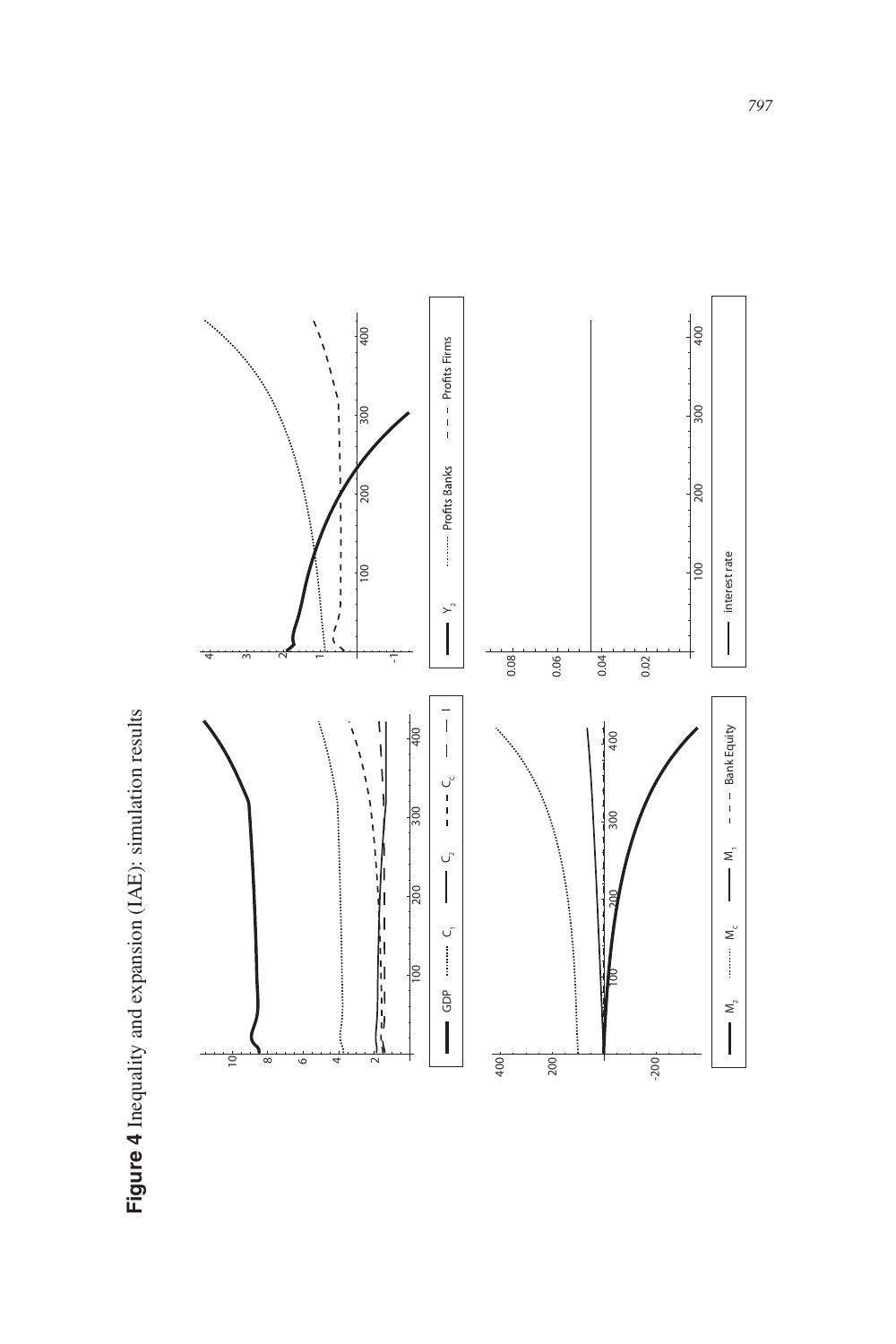**Figure 4** Inequality and expansion (IAE): simulation results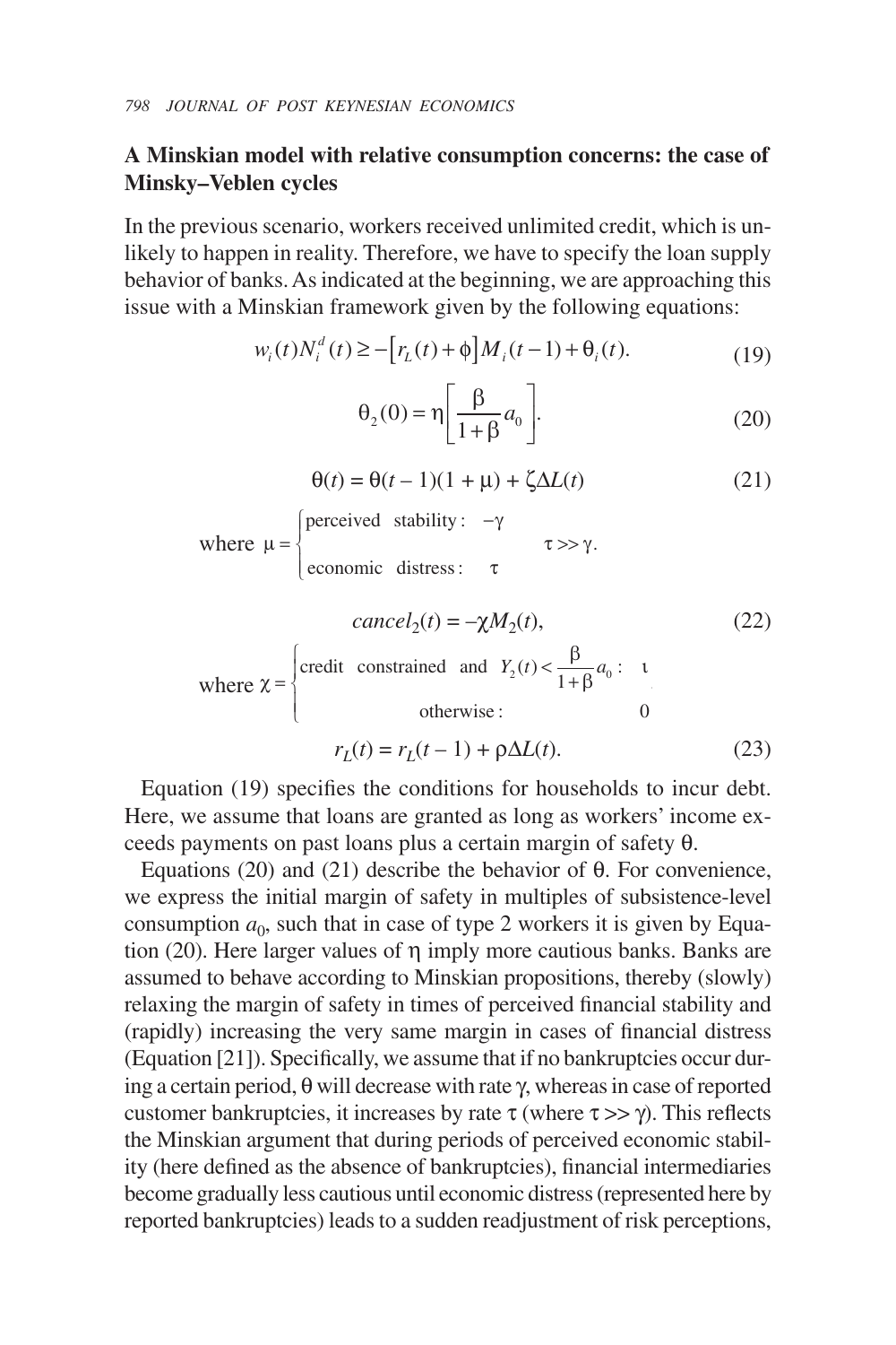## A Minskian model with relative consumption concerns: the case of Minsky–Veblen cycles

In the previous scenario, workers received unlimited credit, which is unlikely to happen in reality. Therefore, we have to specify the loan supply behavior of banks. As indicated at the beginning, we are approaching this issue with a Minskian framework given by the following equations:

$$w_i(t)N_i^d(t) \geq -\left[r_L(t)+\phi\right]M_i(t-1)+\theta_i(t). \tag{19}$$

$$\theta_2(0) = \eta\left[\frac{\beta}{1+\beta}a_0\right]. \tag{20}$$

$$\theta(t) = \theta(t-1)(1+\mu) + \zeta\Delta L(t) \tag{21}$$

$$\text{where } \mu = \begin{cases} \text{perceived stability}: & -\gamma \\ \text{economic distress}: & \tau \end{cases} \quad \tau >> \gamma.$$

$$cancel_2(t) = -\chi M_2(t), \tag{22}$$

$$\text{where } \chi = \begin{cases} \text{credit constrained and } Y_2(t) < \dfrac{\beta}{1+\beta}a_0: & \iota \\ \text{otherwise}: & 0 \end{cases}$$

$$r_L(t) = r_L(t-1) + \rho\Delta L(t). \tag{23}$$

Equation (19) specifies the conditions for households to incur debt. Here, we assume that loans are granted as long as workers' income exceeds payments on past loans plus a certain margin of safety $\theta$.

Equations (20) and (21) describe the behavior of $\theta$. For convenience, we express the initial margin of safety in multiples of subsistence-level consumption $a_0$, such that in case of type 2 workers it is given by Equation (20). Here larger values of $\eta$ imply more cautious banks. Banks are assumed to behave according to Minskian propositions, thereby (slowly) relaxing the margin of safety in times of perceived financial stability and (rapidly) increasing the very same margin in cases of financial distress (Equation [21]). Specifically, we assume that if no bankruptcies occur during a certain period, $\theta$ will decrease with rate $\gamma$, whereas in case of reported customer bankruptcies, it increases by rate $\tau$ (where $\tau >> \gamma$). This reflects the Minskian argument that during periods of perceived economic stability (here defined as the absence of bankruptcies), financial intermediaries become gradually less cautious until economic distress (represented here by reported bankruptcies) leads to a sudden readjustment of risk perceptions,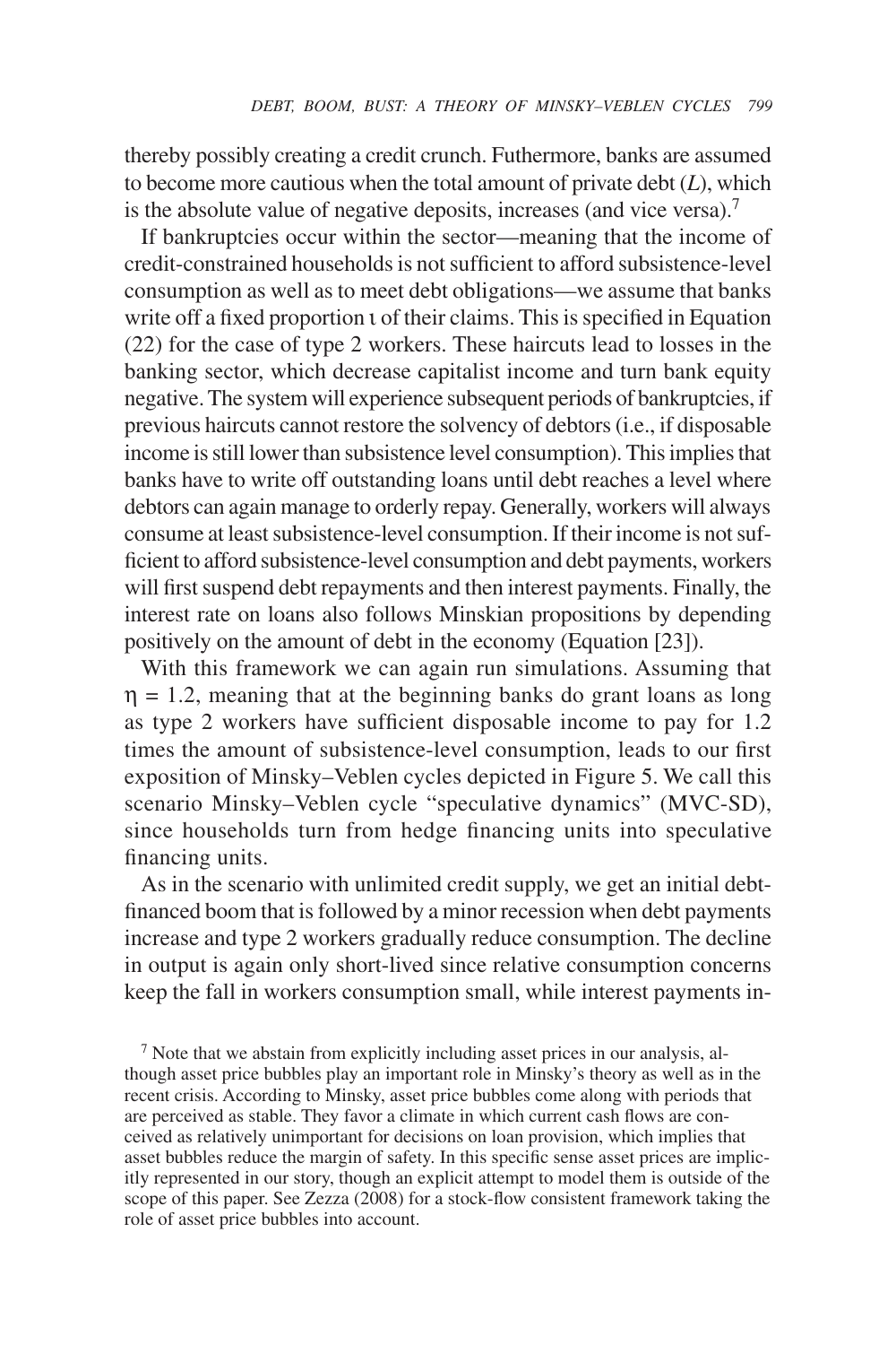thereby possibly creating a credit crunch. Futhermore, banks are assumed to become more cautious when the total amount of private debt ($L$), which is the absolute value of negative deposits, increases (and vice versa).[7]

If bankruptcies occur within the sector—meaning that the income of credit-constrained households is not sufficient to afford subsistence-level consumption as well as to meet debt obligations—we assume that banks write off a fixed proportion $\iota$ of their claims. This is specified in Equation (22) for the case of type 2 workers. These haircuts lead to losses in the banking sector, which decrease capitalist income and turn bank equity negative. The system will experience subsequent periods of bankruptcies, if previous haircuts cannot restore the solvency of debtors (i.e., if disposable income is still lower than subsistence level consumption). This implies that banks have to write off outstanding loans until debt reaches a level where debtors can again manage to orderly repay. Generally, workers will always consume at least subsistence-level consumption. If their income is not sufficient to afford subsistence-level consumption and debt payments, workers will first suspend debt repayments and then interest payments. Finally, the interest rate on loans also follows Minskian propositions by depending positively on the amount of debt in the economy (Equation [23]).

With this framework we can again run simulations. Assuming that $\eta = 1.2$, meaning that at the beginning banks do grant loans as long as type 2 workers have sufficient disposable income to pay for 1.2 times the amount of subsistence-level consumption, leads to our first exposition of Minsky–Veblen cycles depicted in Figure 5. We call this scenario Minsky–Veblen cycle "speculative dynamics" (MVC-SD), since households turn from hedge financing units into speculative financing units.

As in the scenario with unlimited credit supply, we get an initial debt-financed boom that is followed by a minor recession when debt payments increase and type 2 workers gradually reduce consumption. The decline in output is again only short-lived since relative consumption concerns keep the fall in workers consumption small, while interest payments in-

[7] Note that we abstain from explicitly including asset prices in our analysis, although asset price bubbles play an important role in Minsky's theory as well as in the recent crisis. According to Minsky, asset price bubbles come along with periods that are perceived as stable. They favor a climate in which current cash flows are conceived as relatively unimportant for decisions on loan provision, which implies that asset bubbles reduce the margin of safety. In this specific sense asset prices are implicitly represented in our story, though an explicit attempt to model them is outside of the scope of this paper. See Zezza (2008) for a stock-flow consistent framework taking the role of asset price bubbles into account.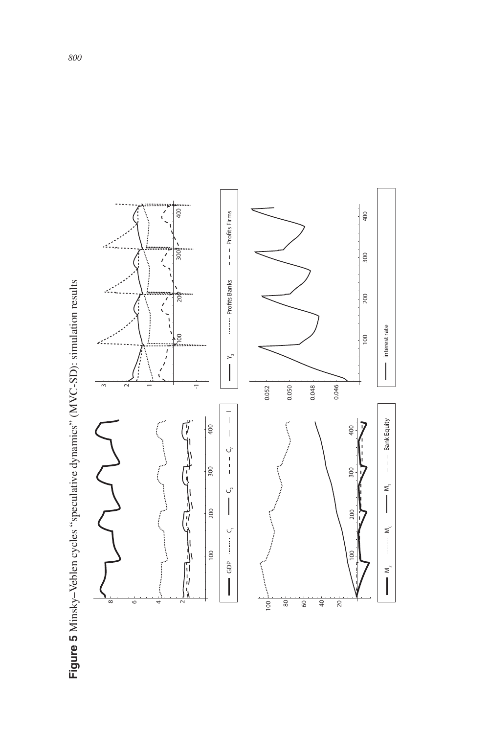**Figure 5** Minsky–Veblen cycles "speculative dynamics" (MVC-SD): simulation results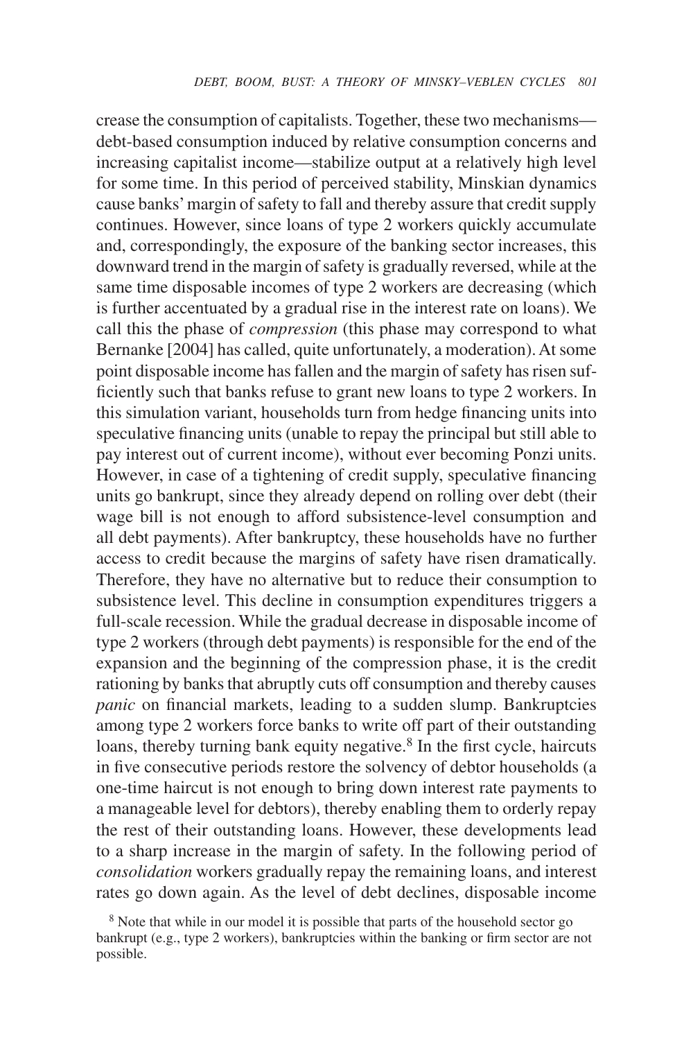crease the consumption of capitalists. Together, these two mechanisms—debt-based consumption induced by relative consumption concerns and increasing capitalist income—stabilize output at a relatively high level for some time. In this period of perceived stability, Minskian dynamics cause banks' margin of safety to fall and thereby assure that credit supply continues. However, since loans of type 2 workers quickly accumulate and, correspondingly, the exposure of the banking sector increases, this downward trend in the margin of safety is gradually reversed, while at the same time disposable incomes of type 2 workers are decreasing (which is further accentuated by a gradual rise in the interest rate on loans). We call this the phase of *compression* (this phase may correspond to what Bernanke [2004] has called, quite unfortunately, a moderation). At some point disposable income has fallen and the margin of safety has risen sufficiently such that banks refuse to grant new loans to type 2 workers. In this simulation variant, households turn from hedge financing units into speculative financing units (unable to repay the principal but still able to pay interest out of current income), without ever becoming Ponzi units. However, in case of a tightening of credit supply, speculative financing units go bankrupt, since they already depend on rolling over debt (their wage bill is not enough to afford subsistence-level consumption and all debt payments). After bankruptcy, these households have no further access to credit because the margins of safety have risen dramatically. Therefore, they have no alternative but to reduce their consumption to subsistence level. This decline in consumption expenditures triggers a full-scale recession. While the gradual decrease in disposable income of type 2 workers (through debt payments) is responsible for the end of the expansion and the beginning of the compression phase, it is the credit rationing by banks that abruptly cuts off consumption and thereby causes *panic* on financial markets, leading to a sudden slump. Bankruptcies among type 2 workers force banks to write off part of their outstanding loans, thereby turning bank equity negative.[8] In the first cycle, haircuts in five consecutive periods restore the solvency of debtor households (a one-time haircut is not enough to bring down interest rate payments to a manageable level for debtors), thereby enabling them to orderly repay the rest of their outstanding loans. However, these developments lead to a sharp increase in the margin of safety. In the following period of *consolidation* workers gradually repay the remaining loans, and interest rates go down again. As the level of debt declines, disposable income

[8] Note that while in our model it is possible that parts of the household sector go bankrupt (e.g., type 2 workers), bankruptcies within the banking or firm sector are not possible.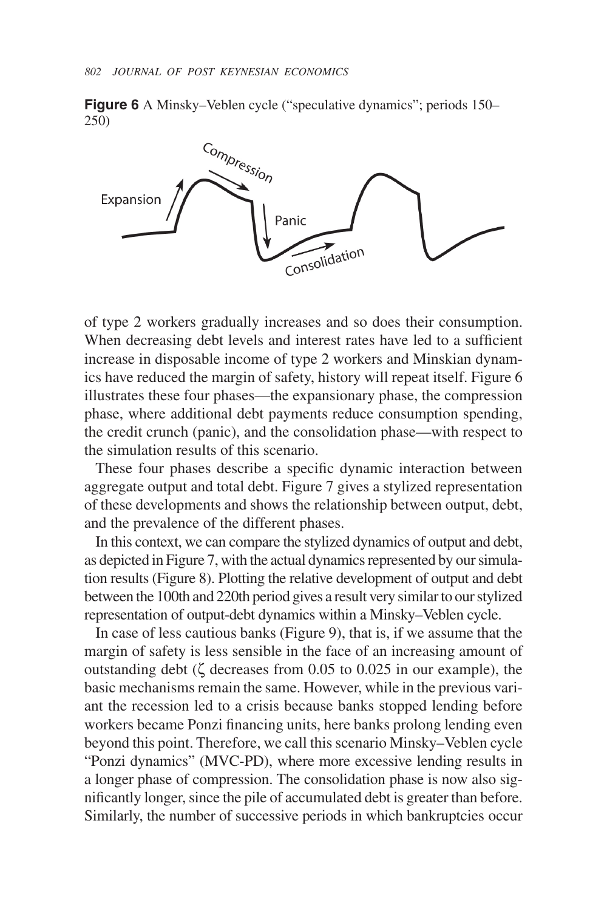**Figure 6** A Minsky–Veblen cycle ("speculative dynamics"; periods 150–250)

of type 2 workers gradually increases and so does their consumption. When decreasing debt levels and interest rates have led to a sufficient increase in disposable income of type 2 workers and Minskian dynamics have reduced the margin of safety, history will repeat itself. Figure 6 illustrates these four phases—the expansionary phase, the compression phase, where additional debt payments reduce consumption spending, the credit crunch (panic), and the consolidation phase—with respect to the simulation results of this scenario.

These four phases describe a specific dynamic interaction between aggregate output and total debt. Figure 7 gives a stylized representation of these developments and shows the relationship between output, debt, and the prevalence of the different phases.

In this context, we can compare the stylized dynamics of output and debt, as depicted in Figure 7, with the actual dynamics represented by our simulation results (Figure 8). Plotting the relative development of output and debt between the 100th and 220th period gives a result very similar to our stylized representation of output-debt dynamics within a Minsky–Veblen cycle.

In case of less cautious banks (Figure 9), that is, if we assume that the margin of safety is less sensible in the face of an increasing amount of outstanding debt ($\zeta$ decreases from 0.05 to 0.025 in our example), the basic mechanisms remain the same. However, while in the previous variant the recession led to a crisis because banks stopped lending before workers became Ponzi financing units, here banks prolong lending even beyond this point. Therefore, we call this scenario Minsky–Veblen cycle "Ponzi dynamics" (MVC-PD), where more excessive lending results in a longer phase of compression. The consolidation phase is now also significantly longer, since the pile of accumulated debt is greater than before. Similarly, the number of successive periods in which bankruptcies occur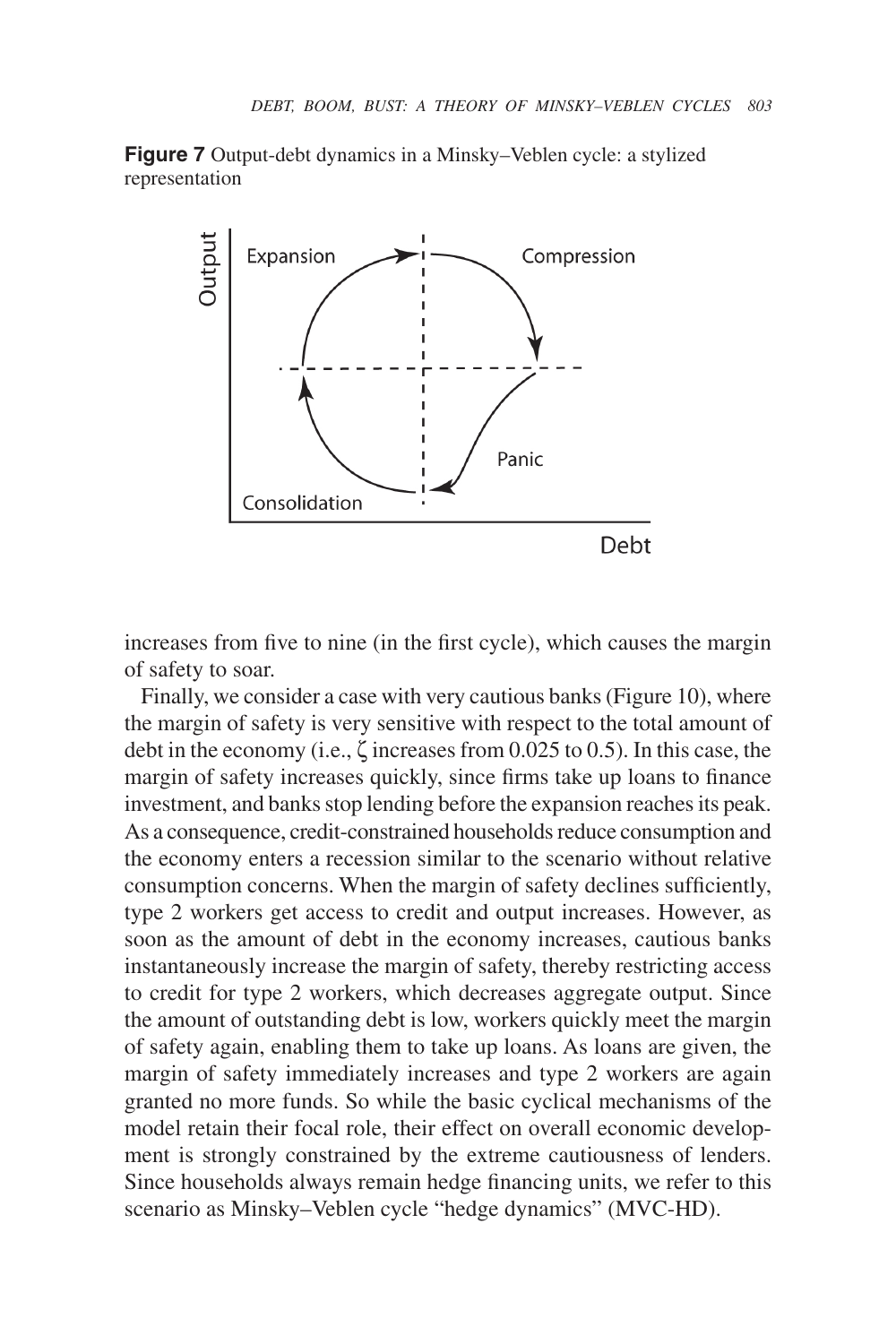**Figure 7** Output-debt dynamics in a Minsky–Veblen cycle: a stylized representation

increases from five to nine (in the first cycle), which causes the margin of safety to soar.

Finally, we consider a case with very cautious banks (Figure 10), where the margin of safety is very sensitive with respect to the total amount of debt in the economy (i.e., $\zeta$ increases from 0.025 to 0.5). In this case, the margin of safety increases quickly, since firms take up loans to finance investment, and banks stop lending before the expansion reaches its peak. As a consequence, credit-constrained households reduce consumption and the economy enters a recession similar to the scenario without relative consumption concerns. When the margin of safety declines sufficiently, type 2 workers get access to credit and output increases. However, as soon as the amount of debt in the economy increases, cautious banks instantaneously increase the margin of safety, thereby restricting access to credit for type 2 workers, which decreases aggregate output. Since the amount of outstanding debt is low, workers quickly meet the margin of safety again, enabling them to take up loans. As loans are given, the margin of safety immediately increases and type 2 workers are again granted no more funds. So while the basic cyclical mechanisms of the model retain their focal role, their effect on overall economic development is strongly constrained by the extreme cautiousness of lenders. Since households always remain hedge financing units, we refer to this scenario as Minsky–Veblen cycle "hedge dynamics" (MVC-HD).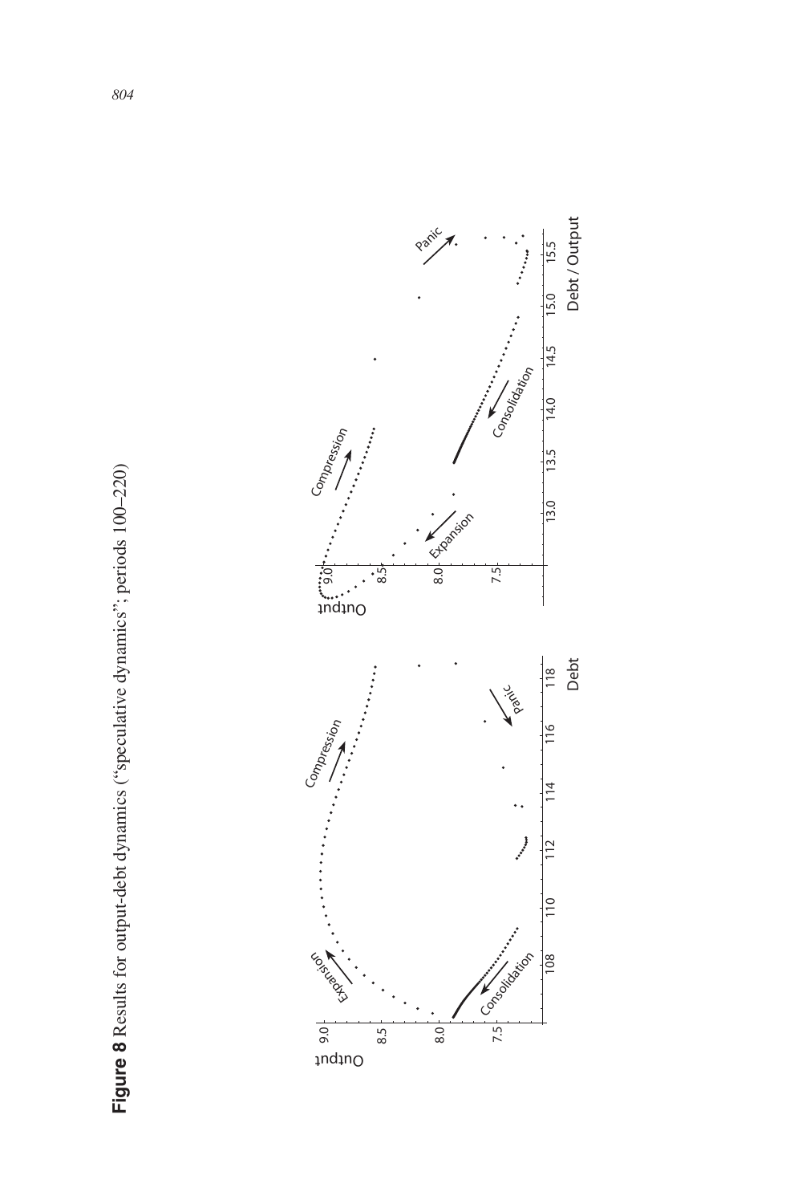**Figure 8** Results for output-debt dynamics ("speculative dynamics"; periods 100–220)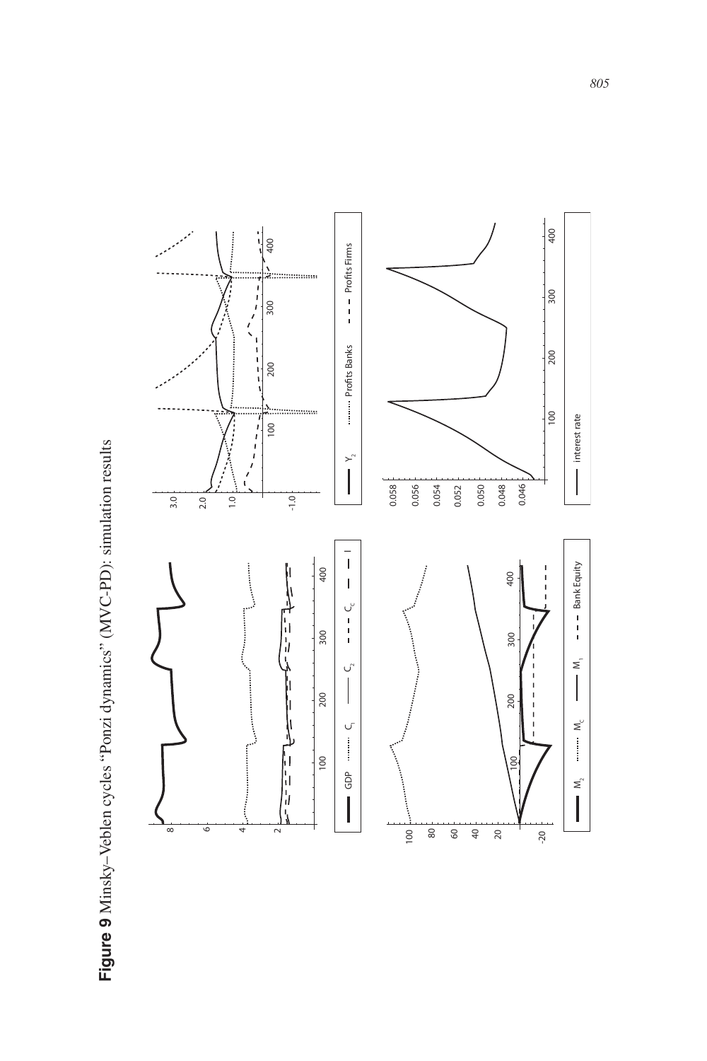**Figure 9** Minsky–Veblen cycles "Ponzi dynamics" (MVC-PD): simulation results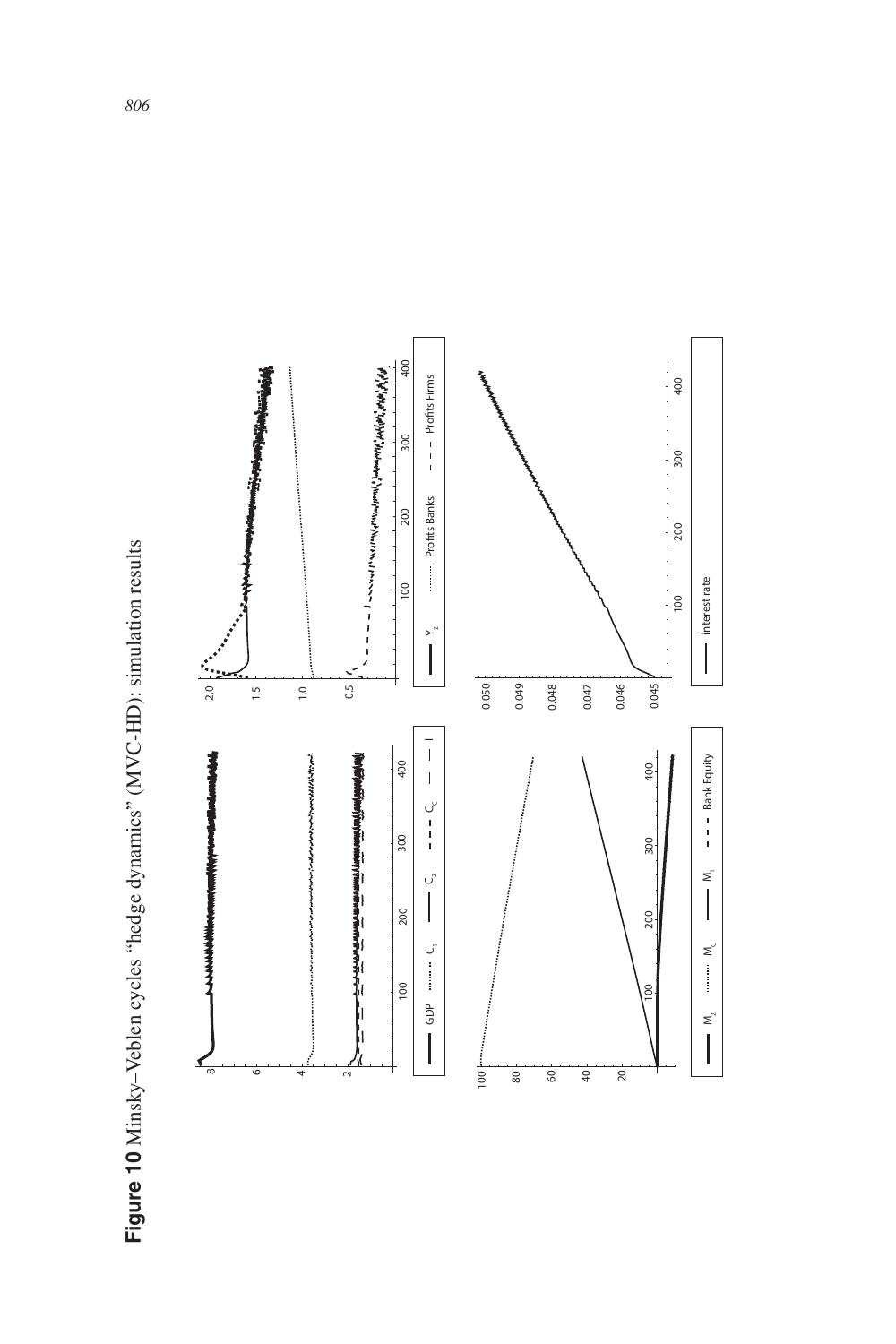**Figure 10** Minsky–Veblen cycles "hedge dynamics" (MVC-HD): simulation results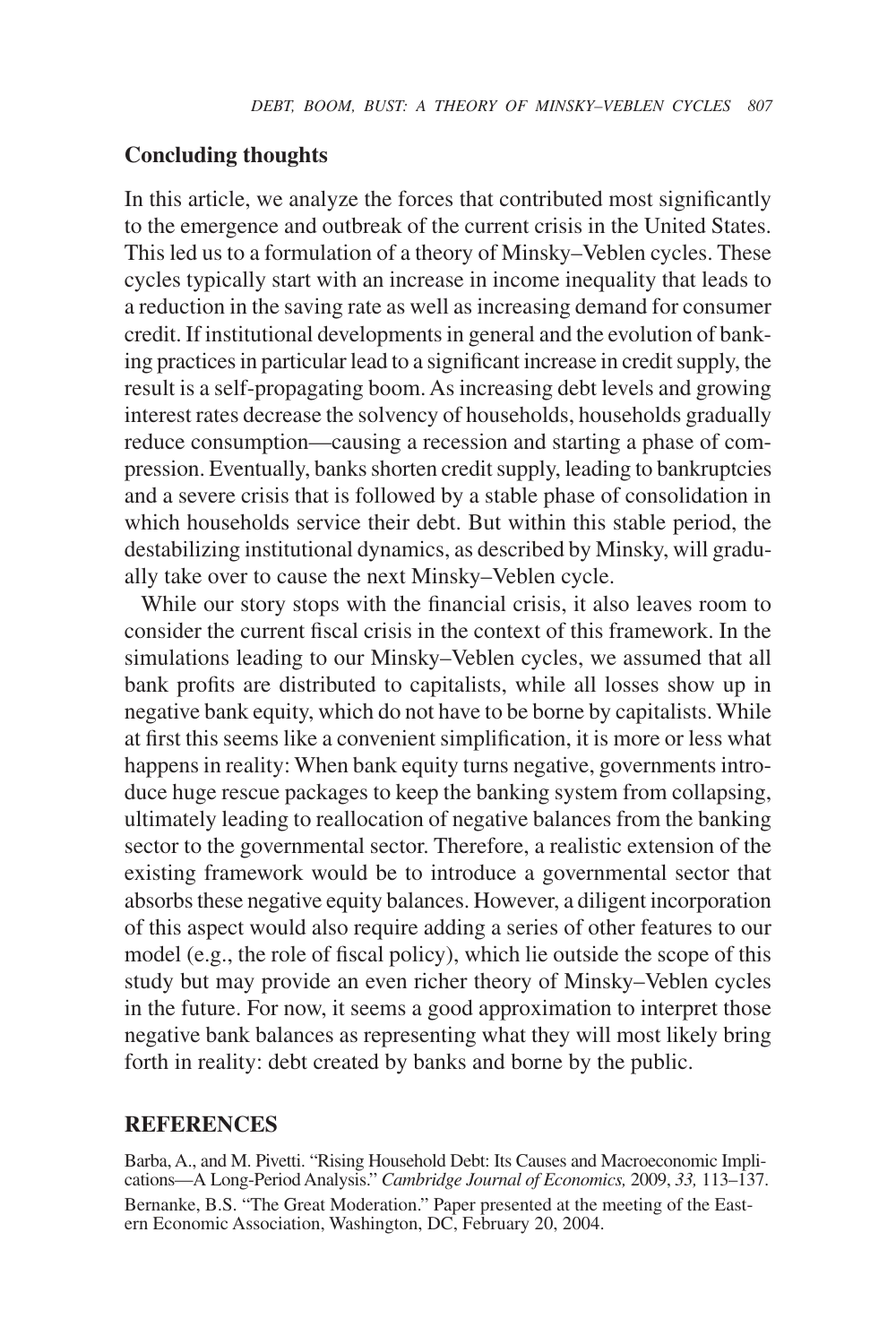## Concluding thoughts

In this article, we analyze the forces that contributed most significantly to the emergence and outbreak of the current crisis in the United States. This led us to a formulation of a theory of Minsky–Veblen cycles. These cycles typically start with an increase in income inequality that leads to a reduction in the saving rate as well as increasing demand for consumer credit. If institutional developments in general and the evolution of banking practices in particular lead to a significant increase in credit supply, the result is a self-propagating boom. As increasing debt levels and growing interest rates decrease the solvency of households, households gradually reduce consumption—causing a recession and starting a phase of compression. Eventually, banks shorten credit supply, leading to bankruptcies and a severe crisis that is followed by a stable phase of consolidation in which households service their debt. But within this stable period, the destabilizing institutional dynamics, as described by Minsky, will gradually take over to cause the next Minsky–Veblen cycle.

While our story stops with the financial crisis, it also leaves room to consider the current fiscal crisis in the context of this framework. In the simulations leading to our Minsky–Veblen cycles, we assumed that all bank profits are distributed to capitalists, while all losses show up in negative bank equity, which do not have to be borne by capitalists. While at first this seems like a convenient simplification, it is more or less what happens in reality: When bank equity turns negative, governments introduce huge rescue packages to keep the banking system from collapsing, ultimately leading to reallocation of negative balances from the banking sector to the governmental sector. Therefore, a realistic extension of the existing framework would be to introduce a governmental sector that absorbs these negative equity balances. However, a diligent incorporation of this aspect would also require adding a series of other features to our model (e.g., the role of fiscal policy), which lie outside the scope of this study but may provide an even richer theory of Minsky–Veblen cycles in the future. For now, it seems a good approximation to interpret those negative bank balances as representing what they will most likely bring forth in reality: debt created by banks and borne by the public.

## REFERENCES

Barba, A., and M. Pivetti. "Rising Household Debt: Its Causes and Macroeconomic Implications—A Long-Period Analysis." *Cambridge Journal of Economics,* 2009, *33,* 113–137.

Bernanke, B.S. "The Great Moderation." Paper presented at the meeting of the Eastern Economic Association, Washington, DC, February 20, 2004.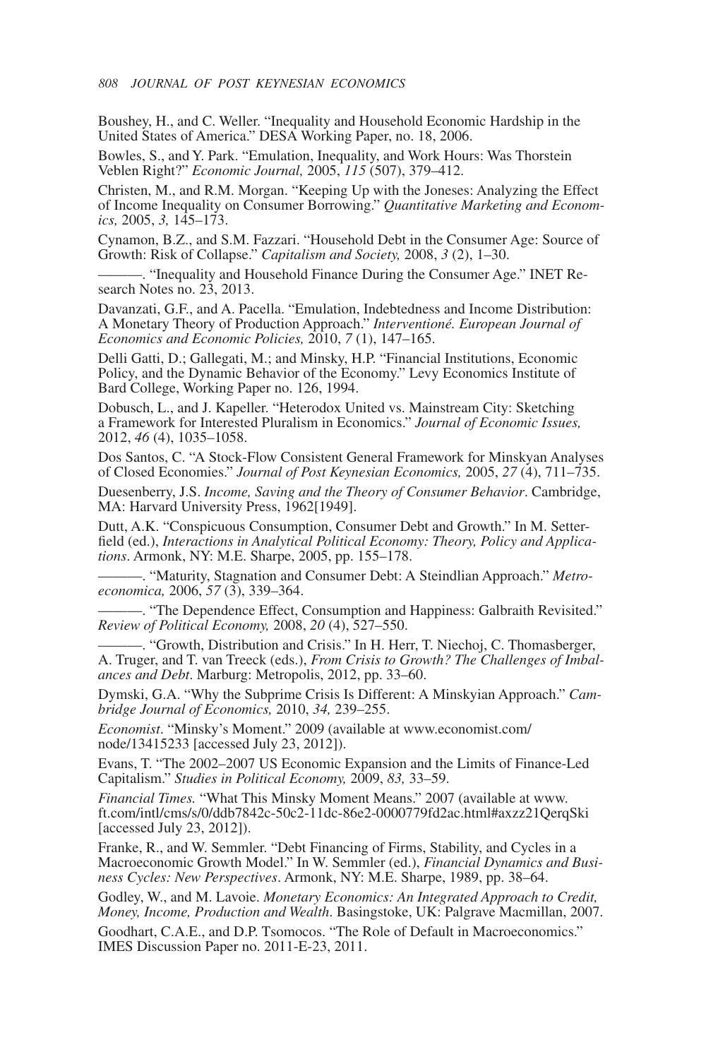Boushey, H., and C. Weller. "Inequality and Household Economic Hardship in the United States of America." DESA Working Paper, no. 18, 2006.

Bowles, S., and Y. Park. "Emulation, Inequality, and Work Hours: Was Thorstein Veblen Right?" *Economic Journal,* 2005, *115* (507), 379–412.

Christen, M., and R.M. Morgan. "Keeping Up with the Joneses: Analyzing the Effect of Income Inequality on Consumer Borrowing." *Quantitative Marketing and Economics,* 2005, *3,* 145–173.

Cynamon, B.Z., and S.M. Fazzari. "Household Debt in the Consumer Age: Source of Growth: Risk of Collapse." *Capitalism and Society,* 2008, *3* (2), 1–30.

———. "Inequality and Household Finance During the Consumer Age." INET Research Notes no. 23, 2013.

Davanzati, G.F., and A. Pacella. "Emulation, Indebtedness and Income Distribution: A Monetary Theory of Production Approach." *Interventioné. European Journal of Economics and Economic Policies,* 2010, *7* (1), 147–165.

Delli Gatti, D.; Gallegati, M.; and Minsky, H.P. "Financial Institutions, Economic Policy, and the Dynamic Behavior of the Economy." Levy Economics Institute of Bard College, Working Paper no. 126, 1994.

Dobusch, L., and J. Kapeller. "Heterodox United vs. Mainstream City: Sketching a Framework for Interested Pluralism in Economics." *Journal of Economic Issues,* 2012, *46* (4), 1035–1058.

Dos Santos, C. "A Stock-Flow Consistent General Framework for Minskyan Analyses of Closed Economies." *Journal of Post Keynesian Economics,* 2005, *27* (4), 711–735.

Duesenberry, J.S. *Income, Saving and the Theory of Consumer Behavior*. Cambridge, MA: Harvard University Press, 1962[1949].

Dutt, A.K. "Conspicuous Consumption, Consumer Debt and Growth." In M. Setterfield (ed.), *Interactions in Analytical Political Economy: Theory, Policy and Applications*. Armonk, NY: M.E. Sharpe, 2005, pp. 155–178.

———. "Maturity, Stagnation and Consumer Debt: A Steindlian Approach." *Metroeconomica,* 2006, *57* (3), 339–364.

———. "The Dependence Effect, Consumption and Happiness: Galbraith Revisited." *Review of Political Economy,* 2008, *20* (4), 527–550.

———. "Growth, Distribution and Crisis." In H. Herr, T. Niechoj, C. Thomasberger, A. Truger, and T. van Treeck (eds.), *From Crisis to Growth? The Challenges of Imbalances and Debt*. Marburg: Metropolis, 2012, pp. 33–60.

Dymski, G.A. "Why the Subprime Crisis Is Different: A Minskyian Approach." *Cambridge Journal of Economics,* 2010, *34,* 239–255.

*Economist*. "Minsky's Moment." 2009 (available at www.economist.com/node/13415233 [accessed July 23, 2012]).

Evans, T. "The 2002–2007 US Economic Expansion and the Limits of Finance-Led Capitalism." *Studies in Political Economy,* 2009, *83,* 33–59.

*Financial Times.* "What This Minsky Moment Means." 2007 (available at www.ft.com/intl/cms/s/0/ddb7842c-50c2-11dc-86e2-0000779fd2ac.html#axzz21QerqSki [accessed July 23, 2012]).

Franke, R., and W. Semmler. "Debt Financing of Firms, Stability, and Cycles in a Macroeconomic Growth Model." In W. Semmler (ed.), *Financial Dynamics and Business Cycles: New Perspectives*. Armonk, NY: M.E. Sharpe, 1989, pp. 38–64.

Godley, W., and M. Lavoie. *Monetary Economics: An Integrated Approach to Credit, Money, Income, Production and Wealth*. Basingstoke, UK: Palgrave Macmillan, 2007.

Goodhart, C.A.E., and D.P. Tsomocos. "The Role of Default in Macroeconomics." IMES Discussion Paper no. 2011-E-23, 2011.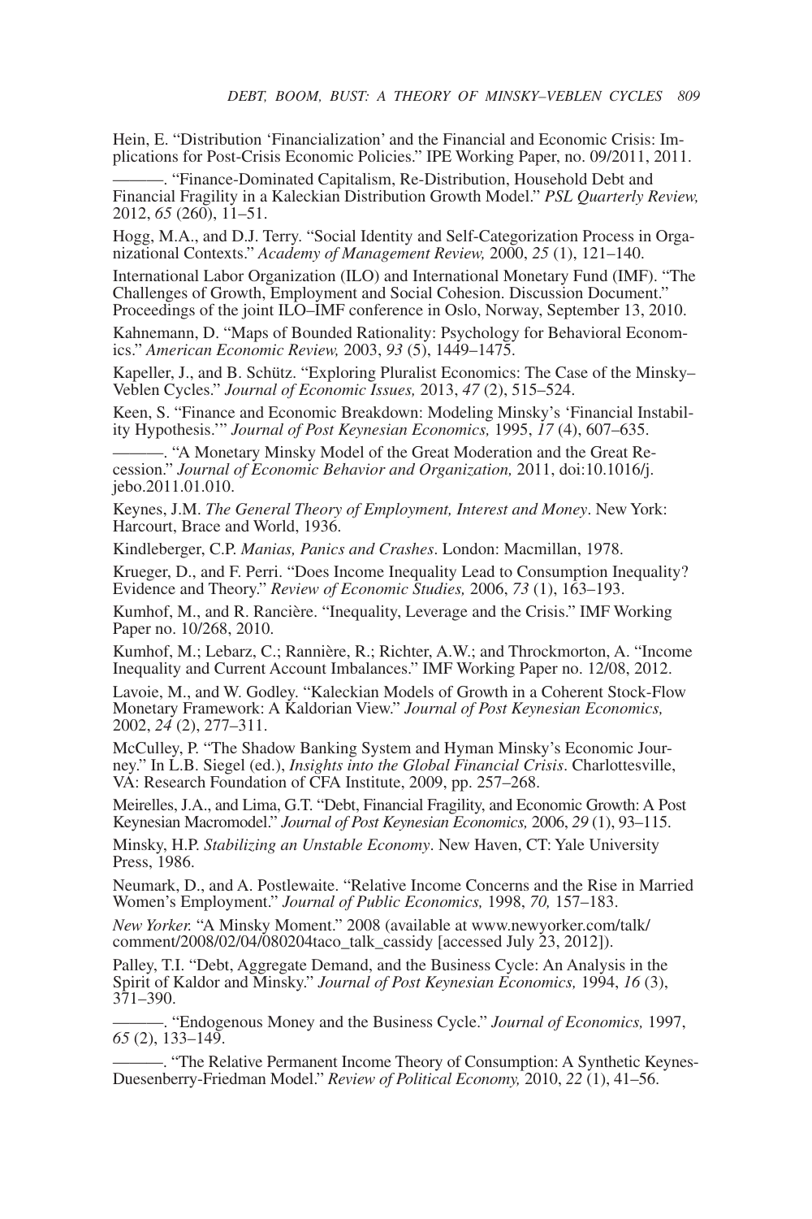Hein, E. "Distribution 'Financialization' and the Financial and Economic Crisis: Implications for Post-Crisis Economic Policies." IPE Working Paper, no. 09/2011, 2011.

———. "Finance-Dominated Capitalism, Re-Distribution, Household Debt and Financial Fragility in a Kaleckian Distribution Growth Model." *PSL Quarterly Review,* 2012, *65* (260), 11–51.

Hogg, M.A., and D.J. Terry. "Social Identity and Self-Categorization Process in Organizational Contexts." *Academy of Management Review,* 2000, *25* (1), 121–140.

International Labor Organization (ILO) and International Monetary Fund (IMF). "The Challenges of Growth, Employment and Social Cohesion. Discussion Document." Proceedings of the joint ILO–IMF conference in Oslo, Norway, September 13, 2010.

Kahnemann, D. "Maps of Bounded Rationality: Psychology for Behavioral Economics." *American Economic Review,* 2003, *93* (5), 1449–1475.

Kapeller, J., and B. Schütz. "Exploring Pluralist Economics: The Case of the Minsky–Veblen Cycles." *Journal of Economic Issues,* 2013, *47* (2), 515–524.

Keen, S. "Finance and Economic Breakdown: Modeling Minsky's 'Financial Instability Hypothesis.'" *Journal of Post Keynesian Economics,* 1995, *17* (4), 607–635.

———. "A Monetary Minsky Model of the Great Moderation and the Great Recession." *Journal of Economic Behavior and Organization,* 2011, doi:10.1016/j.jebo.2011.01.010.

Keynes, J.M. *The General Theory of Employment, Interest and Money*. New York: Harcourt, Brace and World, 1936.

Kindleberger, C.P. *Manias, Panics and Crashes*. London: Macmillan, 1978.

Krueger, D., and F. Perri. "Does Income Inequality Lead to Consumption Inequality? Evidence and Theory." *Review of Economic Studies,* 2006, *73* (1), 163–193.

Kumhof, M., and R. Rancière. "Inequality, Leverage and the Crisis." IMF Working Paper no. 10/268, 2010.

Kumhof, M.; Lebarz, C.; Rannière, R.; Richter, A.W.; and Throckmorton, A. "Income Inequality and Current Account Imbalances." IMF Working Paper no. 12/08, 2012.

Lavoie, M., and W. Godley. "Kaleckian Models of Growth in a Coherent Stock-Flow Monetary Framework: A Kaldorian View." *Journal of Post Keynesian Economics,* 2002, *24* (2), 277–311.

McCulley, P. "The Shadow Banking System and Hyman Minsky's Economic Journey." In L.B. Siegel (ed.), *Insights into the Global Financial Crisis*. Charlottesville, VA: Research Foundation of CFA Institute, 2009, pp. 257–268.

Meirelles, J.A., and Lima, G.T. "Debt, Financial Fragility, and Economic Growth: A Post Keynesian Macromodel." *Journal of Post Keynesian Economics,* 2006, *29* (1), 93–115.

Minsky, H.P. *Stabilizing an Unstable Economy*. New Haven, CT: Yale University Press, 1986.

Neumark, D., and A. Postlewaite. "Relative Income Concerns and the Rise in Married Women's Employment." *Journal of Public Economics,* 1998, *70,* 157–183.

*New Yorker.* "A Minsky Moment." 2008 (available at www.newyorker.com/talk/comment/2008/02/04/080204taco_talk_cassidy [accessed July 23, 2012]).

Palley, T.I. "Debt, Aggregate Demand, and the Business Cycle: An Analysis in the Spirit of Kaldor and Minsky." *Journal of Post Keynesian Economics,* 1994, *16* (3), 371–390.

———. "Endogenous Money and the Business Cycle." *Journal of Economics,* 1997, *65* (2), 133–149.

———. "The Relative Permanent Income Theory of Consumption: A Synthetic Keynes-Duesenberry-Friedman Model." *Review of Political Economy,* 2010, *22* (1), 41–56.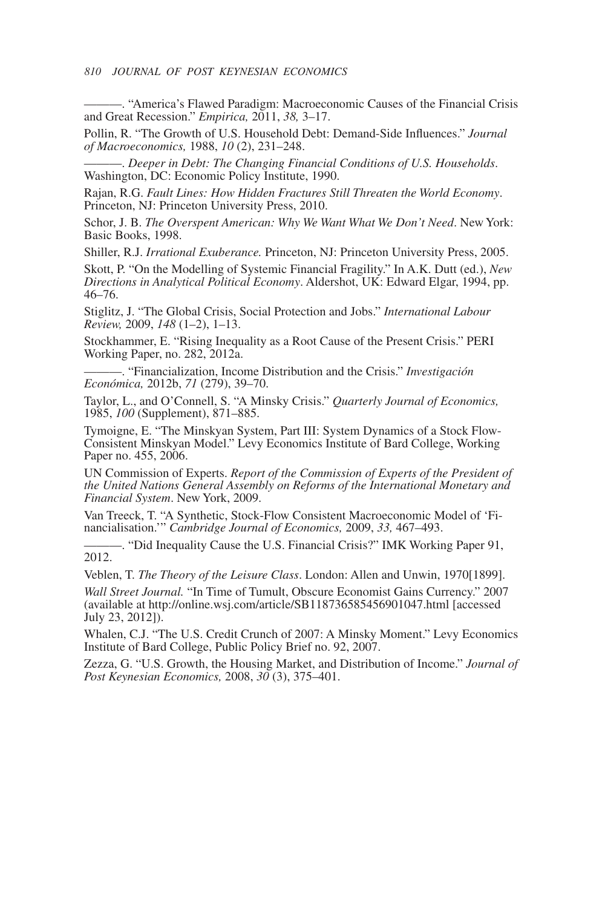———. "America's Flawed Paradigm: Macroeconomic Causes of the Financial Crisis and Great Recession." *Empirica,* 2011, *38,* 3–17.

Pollin, R. "The Growth of U.S. Household Debt: Demand-Side Influences." *Journal of Macroeconomics,* 1988, *10* (2), 231–248.

———. *Deeper in Debt: The Changing Financial Conditions of U.S. Households*. Washington, DC: Economic Policy Institute, 1990.

Rajan, R.G. *Fault Lines: How Hidden Fractures Still Threaten the World Economy*. Princeton, NJ: Princeton University Press, 2010.

Schor, J. B. *The Overspent American: Why We Want What We Don't Need*. New York: Basic Books, 1998.

Shiller, R.J. *Irrational Exuberance.* Princeton, NJ: Princeton University Press, 2005.

Skott, P. "On the Modelling of Systemic Financial Fragility." In A.K. Dutt (ed.), *New Directions in Analytical Political Economy*. Aldershot, UK: Edward Elgar, 1994, pp. 46–76.

Stiglitz, J. "The Global Crisis, Social Protection and Jobs." *International Labour Review,* 2009, *148* (1–2), 1–13.

Stockhammer, E. "Rising Inequality as a Root Cause of the Present Crisis." PERI Working Paper, no. 282, 2012a.

———. "Financialization, Income Distribution and the Crisis." *Investigación Económica,* 2012b, *71* (279), 39–70.

Taylor, L., and O'Connell, S. "A Minsky Crisis." *Quarterly Journal of Economics,* 1985, *100* (Supplement), 871–885.

Tymoigne, E. "The Minskyan System, Part III: System Dynamics of a Stock Flow-Consistent Minskyan Model." Levy Economics Institute of Bard College, Working Paper no. 455, 2006.

UN Commission of Experts. *Report of the Commission of Experts of the President of the United Nations General Assembly on Reforms of the International Monetary and Financial System*. New York, 2009.

Van Treeck, T. "A Synthetic, Stock-Flow Consistent Macroeconomic Model of 'Financialisation.'" *Cambridge Journal of Economics,* 2009, *33,* 467–493.

———. "Did Inequality Cause the U.S. Financial Crisis?" IMK Working Paper 91, 2012.

Veblen, T. *The Theory of the Leisure Class*. London: Allen and Unwin, 1970[1899].

*Wall Street Journal.* "In Time of Tumult, Obscure Economist Gains Currency." 2007 (available at http://online.wsj.com/article/SB118736585456901047.html [accessed July 23, 2012]).

Whalen, C.J. "The U.S. Credit Crunch of 2007: A Minsky Moment." Levy Economics Institute of Bard College, Public Policy Brief no. 92, 2007.

Zezza, G. "U.S. Growth, the Housing Market, and Distribution of Income." *Journal of Post Keynesian Economics,* 2008, *30* (3), 375–401.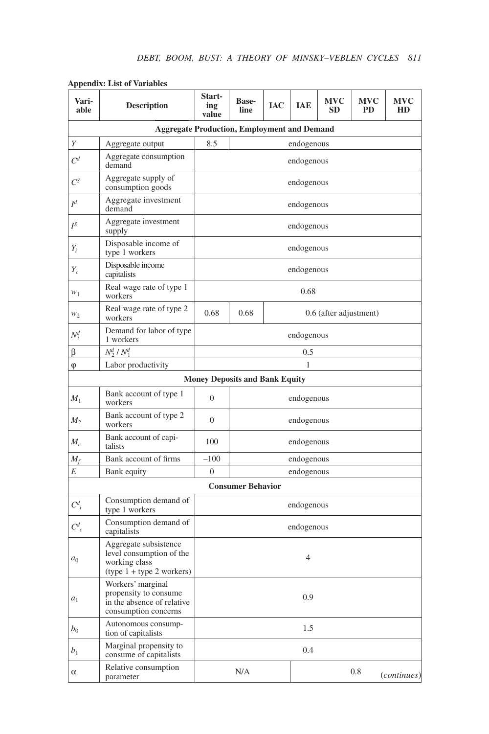**Appendix: List of Variables**

| Variable | Description | Starting value | Baseline | IAC | IAE | MVC SD | MVC PD | MVC HD |
|---|---|---|---|---|---|---|---|---|
| **Aggregate Production, Employment and Demand** | | | | | | | | |
| $Y$ | Aggregate output | 8.5 | endogenous | | | | | |
| $C^d$ | Aggregate consumption demand | endogenous | | | | | | |
| $C^S$ | Aggregate supply of consumption goods | endogenous | | | | | | |
| $I^d$ | Aggregate investment demand | endogenous | | | | | | |
| $I^S$ | Aggregate investment supply | endogenous | | | | | | |
| $Y_i$ | Disposable income of type 1 workers | endogenous | | | | | | |
| $Y_c$ | Disposable income capitalists | endogenous | | | | | | |
| $w_1$ | Real wage rate of type 1 workers | 0.68 | | | | | | |
| $w_2$ | Real wage rate of type 2 workers | 0.68 | 0.68 | 0.6 (after adjustment) | | | | |
| $N_i^d$ | Demand for labor of type 1 workers | endogenous | | | | | | |
| β | $N_2^d / N_1^d$ | 0.5 | | | | | | |
| φ | Labor productivity | 1 | | | | | | |
| **Money Deposits and Bank Equity** | | | | | | | | |
| $M_1$ | Bank account of type 1 workers | 0 | endogenous | | | | | |
| $M_2$ | Bank account of type 2 workers | 0 | endogenous | | | | | |
| $M_c$ | Bank account of capitalists | 100 | endogenous | | | | | |
| $M_f$ | Bank account of firms | –100 | endogenous | | | | | |
| $E$ | Bank equity | 0 | endogenous | | | | | |
| **Consumer Behavior** | | | | | | | | |
| $C^d{}_i$ | Consumption demand of type 1 workers | endogenous | | | | | | |
| $C^d{}_c$ | Consumption demand of capitalists | endogenous | | | | | | |
| $a_0$ | Aggregate subsistence level consumption of the working class (type 1 + type 2 workers) | 4 | | | | | | |
| $a_1$ | Workers' marginal propensity to consume in the absence of relative consumption concerns | 0.9 | | | | | | |
| $b_0$ | Autonomous consumption of capitalists | 1.5 | | | | | | |
| $b_1$ | Marginal propensity to consume of capitalists | 0.4 | | | | | | |
| α | Relative consumption parameter | N/A | | | 0.8 | | | |

(*continues*)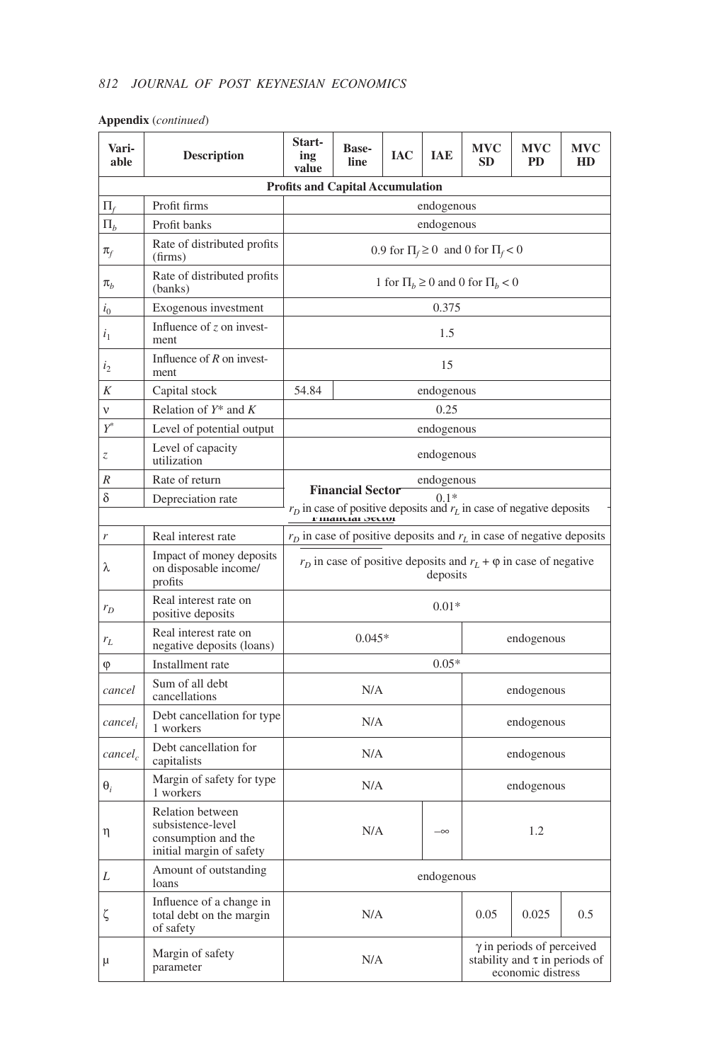**Appendix** (*continued*)

| Variable | Description | Starting value | Baseline | IAC | IAE | MVC SD | MVC PD | MVC HD |
|---|---|---|---|---|---|---|---|---|
| **Profits and Capital Accumulation** | | | | | | | | |
| $\Pi_f$ | Profit firms | endogenous | | | | | | |
| $\Pi_b$ | Profit banks | endogenous | | | | | | |
| $\pi_f$ | Rate of distributed profits (firms) | 0.9 for $\Pi_f \geq 0$ and 0 for $\Pi_f < 0$ | | | | | | |
| $\pi_b$ | Rate of distributed profits (banks) | 1 for $\Pi_b \geq 0$ and 0 for $\Pi_b < 0$ | | | | | | |
| $i_0$ | Exogenous investment | 0.375 | | | | | | |
| $i_1$ | Influence of $z$ on investment | 1.5 | | | | | | |
| $i_2$ | Influence of $R$ on investment | 15 | | | | | | |
| $K$ | Capital stock | 54.84 | endogenous | | | | | |
| $\nu$ | Relation of $Y^*$ and $K$ | 0.25 | | | | | | |
| $Y^*$ | Level of potential output | endogenous | | | | | | |
| $z$ | Level of capacity utilization | endogenous | | | | | | |
| $R$ | Rate of return | endogenous | | | | | | |
| $\delta$ | Depreciation rate | 0.1* | | | | | | |
| **Financial Sector** | | | | | | | | |
| $r$ | Real interest rate | $r_D$ in case of positive deposits and $r_L$ in case of negative deposits | | | | | | |
| $\lambda$ | Impact of money deposits on disposable income/profits | $r_D$ in case of positive deposits and $r_L + \varphi$ in case of negative deposits | | | | | | |
| $r_D$ | Real interest rate on positive deposits | 0.01* | | | | | | |
| $r_L$ | Real interest rate on negative deposits (loans) | 0.045* | | | | endogenous | | |
| $\varphi$ | Installment rate | 0.05* | | | | | | |
| *cancel* | Sum of all debt cancellations | N/A | | | | endogenous | | |
| $cancel_i$ | Debt cancellation for type 1 workers | N/A | | | | endogenous | | |
| $cancel_c$ | Debt cancellation for capitalists | N/A | | | | endogenous | | |
| $\theta_i$ | Margin of safety for type 1 workers | N/A | | | | endogenous | | |
| $\eta$ | Relation between subsistence-level consumption and the initial margin of safety | N/A | | | $-\infty$ | 1.2 | | |
| $L$ | Amount of outstanding loans | endogenous | | | | | | |
| $\zeta$ | Influence of a change in total debt on the margin of safety | N/A | | | | 0.05 | 0.025 | 0.5 |
| $\mu$ | Margin of safety parameter | N/A | | | | $\gamma$ in periods of perceived stability and $\tau$ in periods of economic distress | | |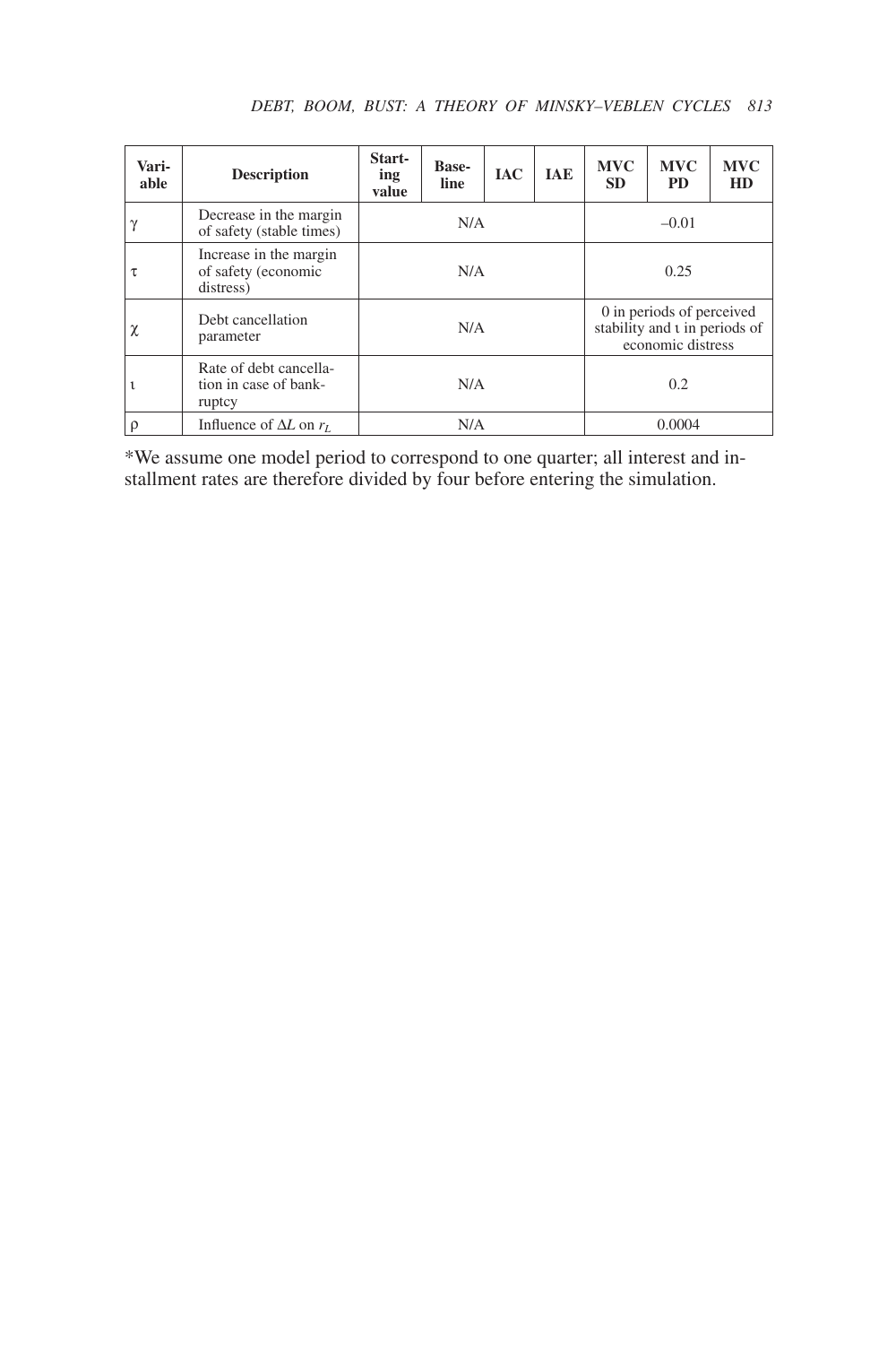| Variable | Description | Starting value | Baseline | IAC | IAE | MVC SD | MVC PD | MVC HD |
|---|---|---|---|---|---|---|---|---|
| $\gamma$ | Decrease in the margin of safety (stable times) | N/A | | | | –0.01 | | |
| $\tau$ | Increase in the margin of safety (economic distress) | N/A | | | | 0.25 | | |
| $\chi$ | Debt cancellation parameter | N/A | | | | 0 in periods of perceived stability and $\iota$ in periods of economic distress | | |
| $\iota$ | Rate of debt cancellation in case of bankruptcy | N/A | | | | 0.2 | | |
| $\rho$ | Influence of $\Delta L$ on $r_L$ | N/A | | | | 0.0004 | | |

*We assume one model period to correspond to one quarter; all interest and installment rates are therefore divided by four before entering the simulation.